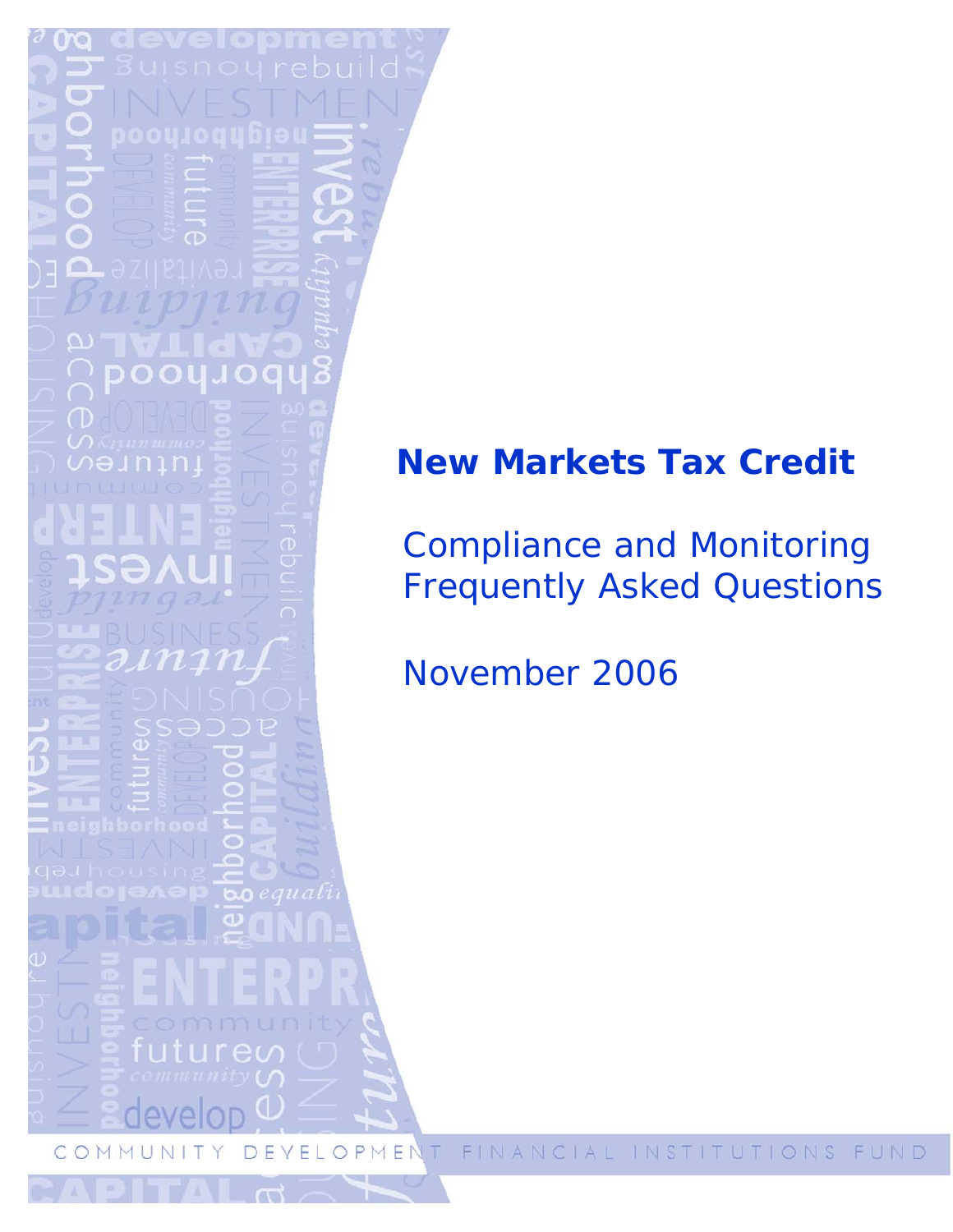# New Markets Tax Credit

## Compliance and Monitoring Frequently Asked Questions

November 2006

COMMUNITY DEVELOPMENT FINANCIAL INSTITUTIONS FUND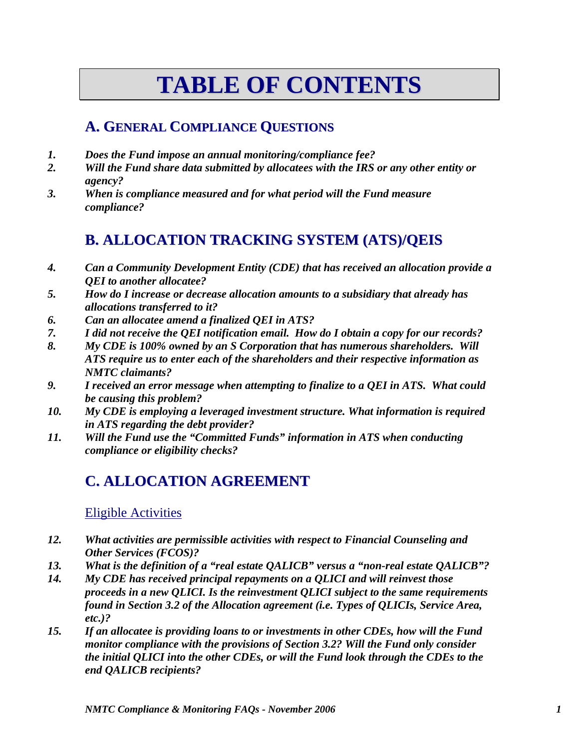# TABLE OF CONTENTS

## A. GENERAL COMPLIANCE QUESTIONS

1. ***Does the Fund impose an annual monitoring/compliance fee?***
2. ***Will the Fund share data submitted by allocatees with the IRS or any other entity or agency?***
3. ***When is compliance measured and for what period will the Fund measure compliance?***

## B. ALLOCATION TRACKING SYSTEM (ATS)/QEIS

4. ***Can a Community Development Entity (CDE) that has received an allocation provide a QEI to another allocatee?***
5. ***How do I increase or decrease allocation amounts to a subsidiary that already has allocations transferred to it?***
6. ***Can an allocatee amend a finalized QEI in ATS?***
7. ***I did not receive the QEI notification email. How do I obtain a copy for our records?***
8. ***My CDE is 100% owned by an S Corporation that has numerous shareholders. Will ATS require us to enter each of the shareholders and their respective information as NMTC claimants?***
9. ***I received an error message when attempting to finalize to a QEI in ATS. What could be causing this problem?***
10. ***My CDE is employing a leveraged investment structure. What information is required in ATS regarding the debt provider?***
11. ***Will the Fund use the "Committed Funds" information in ATS when conducting compliance or eligibility checks?***

## C. ALLOCATION AGREEMENT

### Eligible Activities

12. ***What activities are permissible activities with respect to Financial Counseling and Other Services (FCOS)?***
13. ***What is the definition of a "real estate QALICB" versus a "non-real estate QALICB"?***
14. ***My CDE has received principal repayments on a QLICI and will reinvest those proceeds in a new QLICI. Is the reinvestment QLICI subject to the same requirements found in Section 3.2 of the Allocation agreement (i.e. Types of QLICIs, Service Area, etc.)?***
15. ***If an allocatee is providing loans to or investments in other CDEs, how will the Fund monitor compliance with the provisions of Section 3.2? Will the Fund only consider the initial QLICI into the other CDEs, or will the Fund look through the CDEs to the end QALICB recipients?***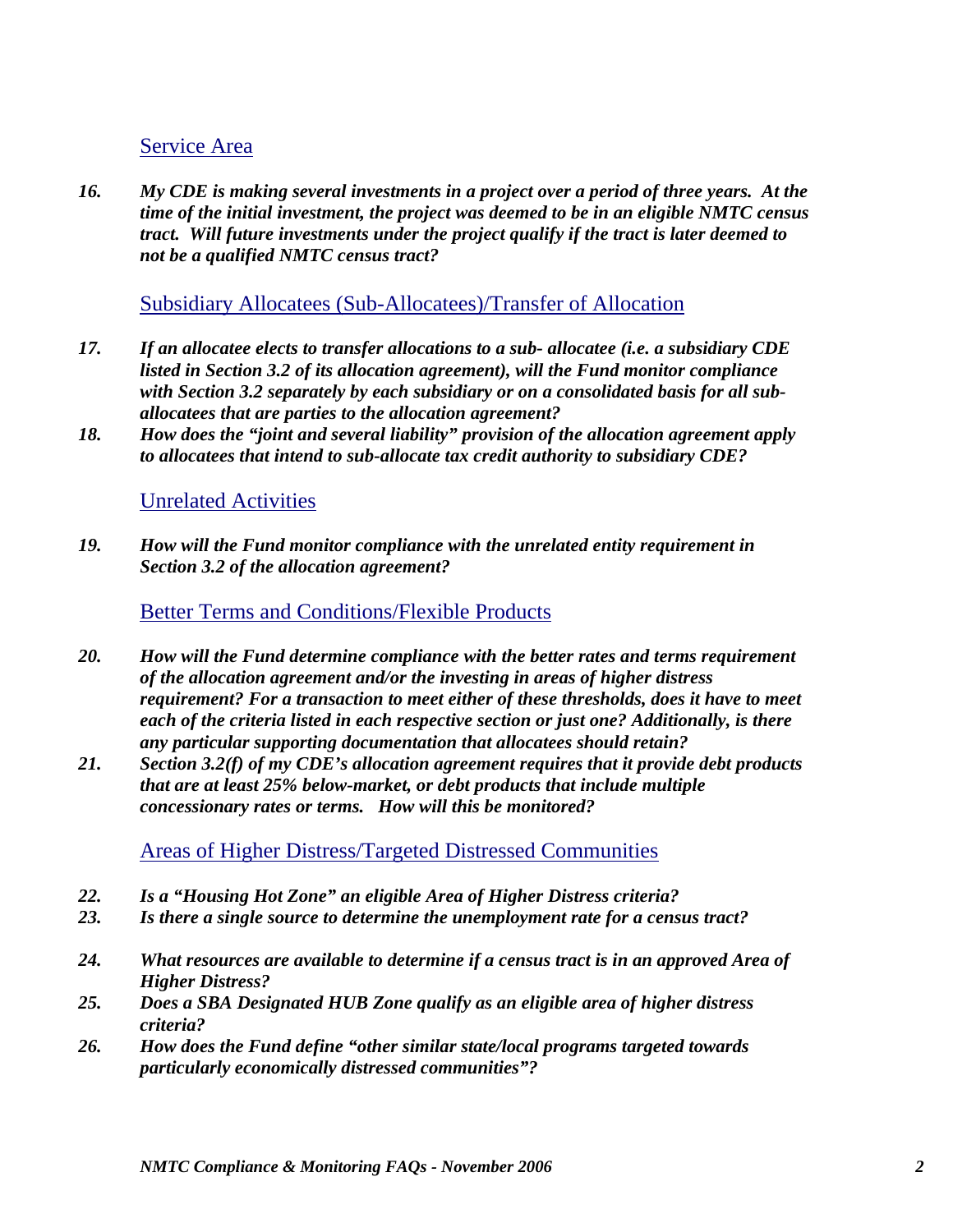## Service Area

16. ***My CDE is making several investments in a project over a period of three years. At the time of the initial investment, the project was deemed to be in an eligible NMTC census tract. Will future investments under the project qualify if the tract is later deemed to not be a qualified NMTC census tract?***

## Subsidiary Allocatees (Sub-Allocatees)/Transfer of Allocation

17. ***If an allocatee elects to transfer allocations to a sub- allocatee (i.e. a subsidiary CDE listed in Section 3.2 of its allocation agreement), will the Fund monitor compliance with Section 3.2 separately by each subsidiary or on a consolidated basis for all sub-allocatees that are parties to the allocation agreement?***
18. ***How does the "joint and several liability" provision of the allocation agreement apply to allocatees that intend to sub-allocate tax credit authority to subsidiary CDE?***

## Unrelated Activities

19. ***How will the Fund monitor compliance with the unrelated entity requirement in Section 3.2 of the allocation agreement?***

## Better Terms and Conditions/Flexible Products

20. ***How will the Fund determine compliance with the better rates and terms requirement of the allocation agreement and/or the investing in areas of higher distress requirement? For a transaction to meet either of these thresholds, does it have to meet each of the criteria listed in each respective section or just one? Additionally, is there any particular supporting documentation that allocatees should retain?***
21. ***Section 3.2(f) of my CDE's allocation agreement requires that it provide debt products that are at least 25% below-market, or debt products that include multiple concessionary rates or terms. How will this be monitored?***

## Areas of Higher Distress/Targeted Distressed Communities

22. ***Is a "Housing Hot Zone" an eligible Area of Higher Distress criteria?***
23. ***Is there a single source to determine the unemployment rate for a census tract?***
24. ***What resources are available to determine if a census tract is in an approved Area of Higher Distress?***
25. ***Does a SBA Designated HUB Zone qualify as an eligible area of higher distress criteria?***
26. ***How does the Fund define "other similar state/local programs targeted towards particularly economically distressed communities"?***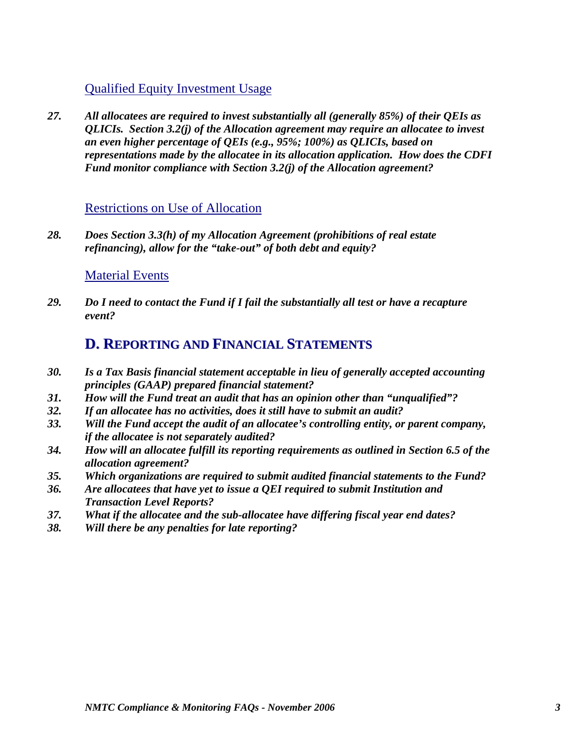### Qualified Equity Investment Usage

27. ***All allocatees are required to invest substantially all (generally 85%) of their QEIs as QLICIs. Section 3.2(j) of the Allocation agreement may require an allocatee to invest an even higher percentage of QEIs (e.g., 95%; 100%) as QLICIs, based on representations made by the allocatee in its allocation application. How does the CDFI Fund monitor compliance with Section 3.2(j) of the Allocation agreement?***

### Restrictions on Use of Allocation

28. ***Does Section 3.3(h) of my Allocation Agreement (prohibitions of real estate refinancing), allow for the "take-out" of both debt and equity?***

### Material Events

29. ***Do I need to contact the Fund if I fail the substantially all test or have a recapture event?***

## D. Reporting and Financial Statements

30. ***Is a Tax Basis financial statement acceptable in lieu of generally accepted accounting principles (GAAP) prepared financial statement?***
31. ***How will the Fund treat an audit that has an opinion other than "unqualified"?***
32. ***If an allocatee has no activities, does it still have to submit an audit?***
33. ***Will the Fund accept the audit of an allocatee's controlling entity, or parent company, if the allocatee is not separately audited?***
34. ***How will an allocatee fulfill its reporting requirements as outlined in Section 6.5 of the allocation agreement?***
35. ***Which organizations are required to submit audited financial statements to the Fund?***
36. ***Are allocatees that have yet to issue a QEI required to submit Institution and Transaction Level Reports?***
37. ***What if the allocatee and the sub-allocatee have differing fiscal year end dates?***
38. ***Will there be any penalties for late reporting?***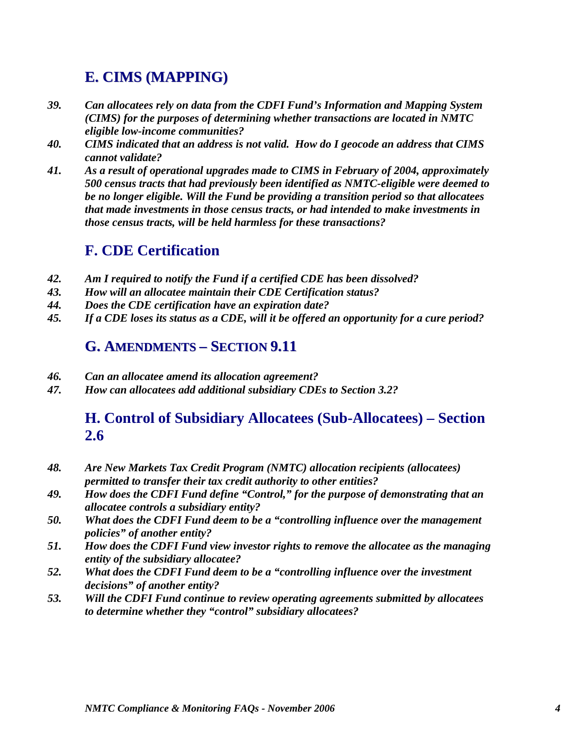## E. CIMS (MAPPING)

*39.* ***Can allocatees rely on data from the CDFI Fund's Information and Mapping System (CIMS) for the purposes of determining whether transactions are located in NMTC eligible low-income communities?***

*40.* ***CIMS indicated that an address is not valid. How do I geocode an address that CIMS cannot validate?***

*41.* ***As a result of operational upgrades made to CIMS in February of 2004, approximately 500 census tracts that had previously been identified as NMTC-eligible were deemed to be no longer eligible. Will the Fund be providing a transition period so that allocatees that made investments in those census tracts, or had intended to make investments in those census tracts, will be held harmless for these transactions?***

## F. CDE Certification

*42.* ***Am I required to notify the Fund if a certified CDE has been dissolved?***

*43.* ***How will an allocatee maintain their CDE Certification status?***

*44.* ***Does the CDE certification have an expiration date?***

*45.* ***If a CDE loses its status as a CDE, will it be offered an opportunity for a cure period?***

## G. AMENDMENTS – SECTION 9.11

*46.* ***Can an allocatee amend its allocation agreement?***

*47.* ***How can allocatees add additional subsidiary CDEs to Section 3.2?***

## H. Control of Subsidiary Allocatees (Sub-Allocatees) – Section 2.6

*48.* ***Are New Markets Tax Credit Program (NMTC) allocation recipients (allocatees) permitted to transfer their tax credit authority to other entities?***

*49.* ***How does the CDFI Fund define "Control," for the purpose of demonstrating that an allocatee controls a subsidiary entity?***

*50.* ***What does the CDFI Fund deem to be a "controlling influence over the management policies" of another entity?***

*51.* ***How does the CDFI Fund view investor rights to remove the allocatee as the managing entity of the subsidiary allocatee?***

*52.* ***What does the CDFI Fund deem to be a "controlling influence over the investment decisions" of another entity?***

*53.* ***Will the CDFI Fund continue to review operating agreements submitted by allocatees to determine whether they "control" subsidiary allocatees?***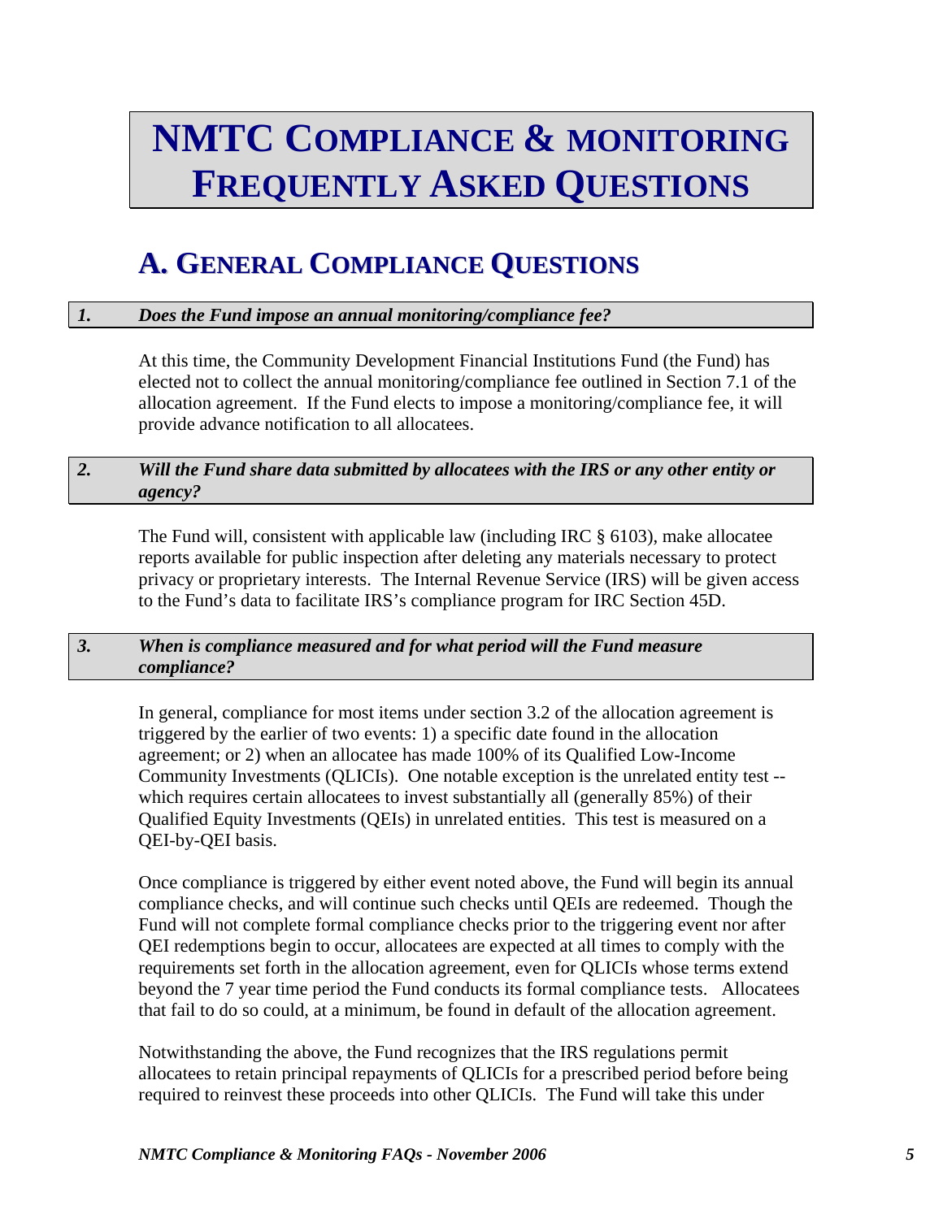# NMTC COMPLIANCE & MONITORING FREQUENTLY ASKED QUESTIONS

## A. GENERAL COMPLIANCE QUESTIONS

### *1. Does the Fund impose an annual monitoring/compliance fee?*

At this time, the Community Development Financial Institutions Fund (the Fund) has elected not to collect the annual monitoring/compliance fee outlined in Section 7.1 of the allocation agreement. If the Fund elects to impose a monitoring/compliance fee, it will provide advance notification to all allocatees.

### *2. Will the Fund share data submitted by allocatees with the IRS or any other entity or agency?*

The Fund will, consistent with applicable law (including IRC § 6103), make allocatee reports available for public inspection after deleting any materials necessary to protect privacy or proprietary interests. The Internal Revenue Service (IRS) will be given access to the Fund's data to facilitate IRS's compliance program for IRC Section 45D.

### *3. When is compliance measured and for what period will the Fund measure compliance?*

In general, compliance for most items under section 3.2 of the allocation agreement is triggered by the earlier of two events: 1) a specific date found in the allocation agreement; or 2) when an allocatee has made 100% of its Qualified Low-Income Community Investments (QLICIs). One notable exception is the unrelated entity test -- which requires certain allocatees to invest substantially all (generally 85%) of their Qualified Equity Investments (QEIs) in unrelated entities. This test is measured on a QEI-by-QEI basis.

Once compliance is triggered by either event noted above, the Fund will begin its annual compliance checks, and will continue such checks until QEIs are redeemed. Though the Fund will not complete formal compliance checks prior to the triggering event nor after QEI redemptions begin to occur, allocatees are expected at all times to comply with the requirements set forth in the allocation agreement, even for QLICIs whose terms extend beyond the 7 year time period the Fund conducts its formal compliance tests. Allocatees that fail to do so could, at a minimum, be found in default of the allocation agreement.

Notwithstanding the above, the Fund recognizes that the IRS regulations permit allocatees to retain principal repayments of QLICIs for a prescribed period before being required to reinvest these proceeds into other QLICIs. The Fund will take this under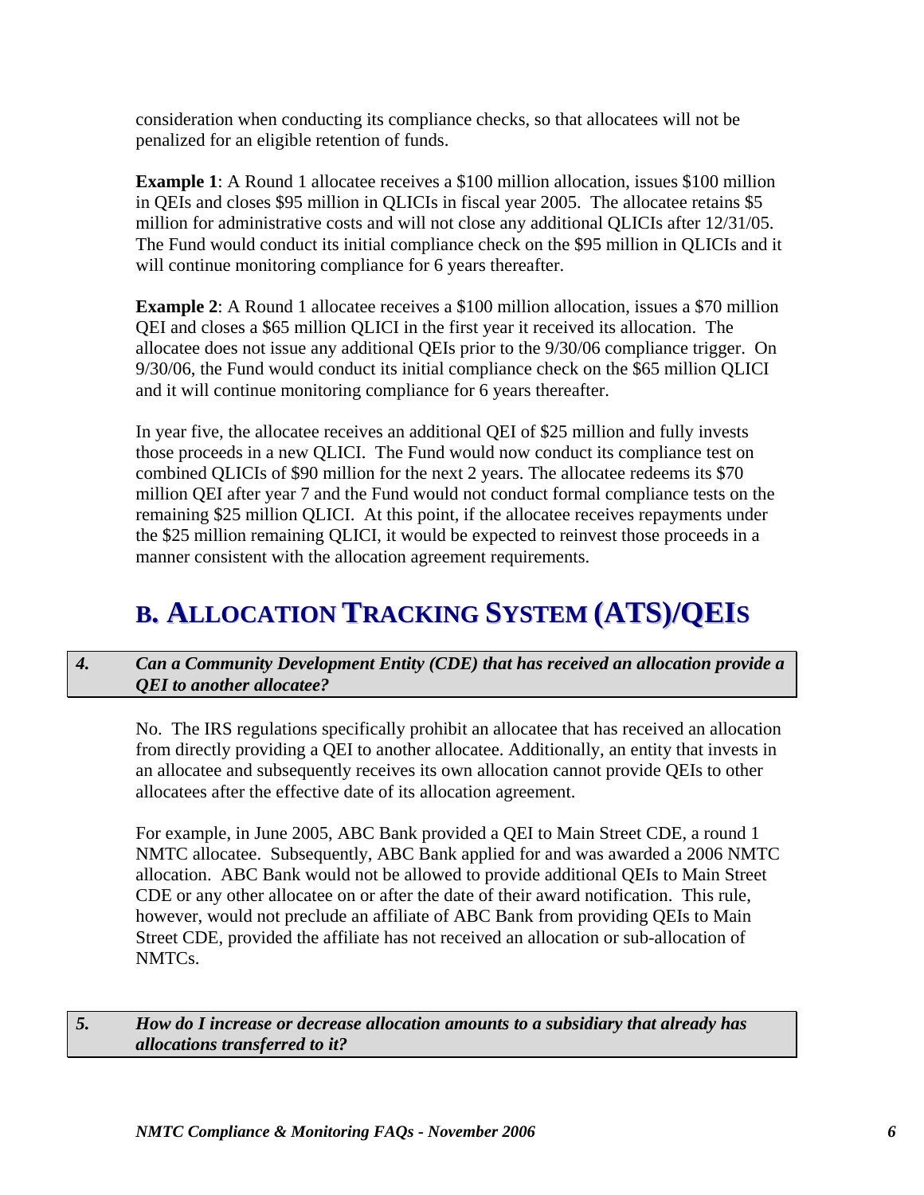consideration when conducting its compliance checks, so that allocatees will not be penalized for an eligible retention of funds.

**Example 1**: A Round 1 allocatee receives a $100 million allocation, issues $100 million in QEIs and closes $95 million in QLICIs in fiscal year 2005. The allocatee retains $5 million for administrative costs and will not close any additional QLICIs after 12/31/05. The Fund would conduct its initial compliance check on the $95 million in QLICIs and it will continue monitoring compliance for 6 years thereafter.

**Example 2**: A Round 1 allocatee receives a $100 million allocation, issues a $70 million QEI and closes a $65 million QLICI in the first year it received its allocation. The allocatee does not issue any additional QEIs prior to the 9/30/06 compliance trigger. On 9/30/06, the Fund would conduct its initial compliance check on the $65 million QLICI and it will continue monitoring compliance for 6 years thereafter.

In year five, the allocatee receives an additional QEI of $25 million and fully invests those proceeds in a new QLICI. The Fund would now conduct its compliance test on combined QLICIs of $90 million for the next 2 years. The allocatee redeems its $70 million QEI after year 7 and the Fund would not conduct formal compliance tests on the remaining $25 million QLICI. At this point, if the allocatee receives repayments under the $25 million remaining QLICI, it would be expected to reinvest those proceeds in a manner consistent with the allocation agreement requirements.

# B. ALLOCATION TRACKING SYSTEM (ATS)/QEIS

***4. Can a Community Development Entity (CDE) that has received an allocation provide a QEI to another allocatee?***

No. The IRS regulations specifically prohibit an allocatee that has received an allocation from directly providing a QEI to another allocatee. Additionally, an entity that invests in an allocatee and subsequently receives its own allocation cannot provide QEIs to other allocatees after the effective date of its allocation agreement.

For example, in June 2005, ABC Bank provided a QEI to Main Street CDE, a round 1 NMTC allocatee. Subsequently, ABC Bank applied for and was awarded a 2006 NMTC allocation. ABC Bank would not be allowed to provide additional QEIs to Main Street CDE or any other allocatee on or after the date of their award notification. This rule, however, would not preclude an affiliate of ABC Bank from providing QEIs to Main Street CDE, provided the affiliate has not received an allocation or sub-allocation of NMTCs.

***5. How do I increase or decrease allocation amounts to a subsidiary that already has allocations transferred to it?***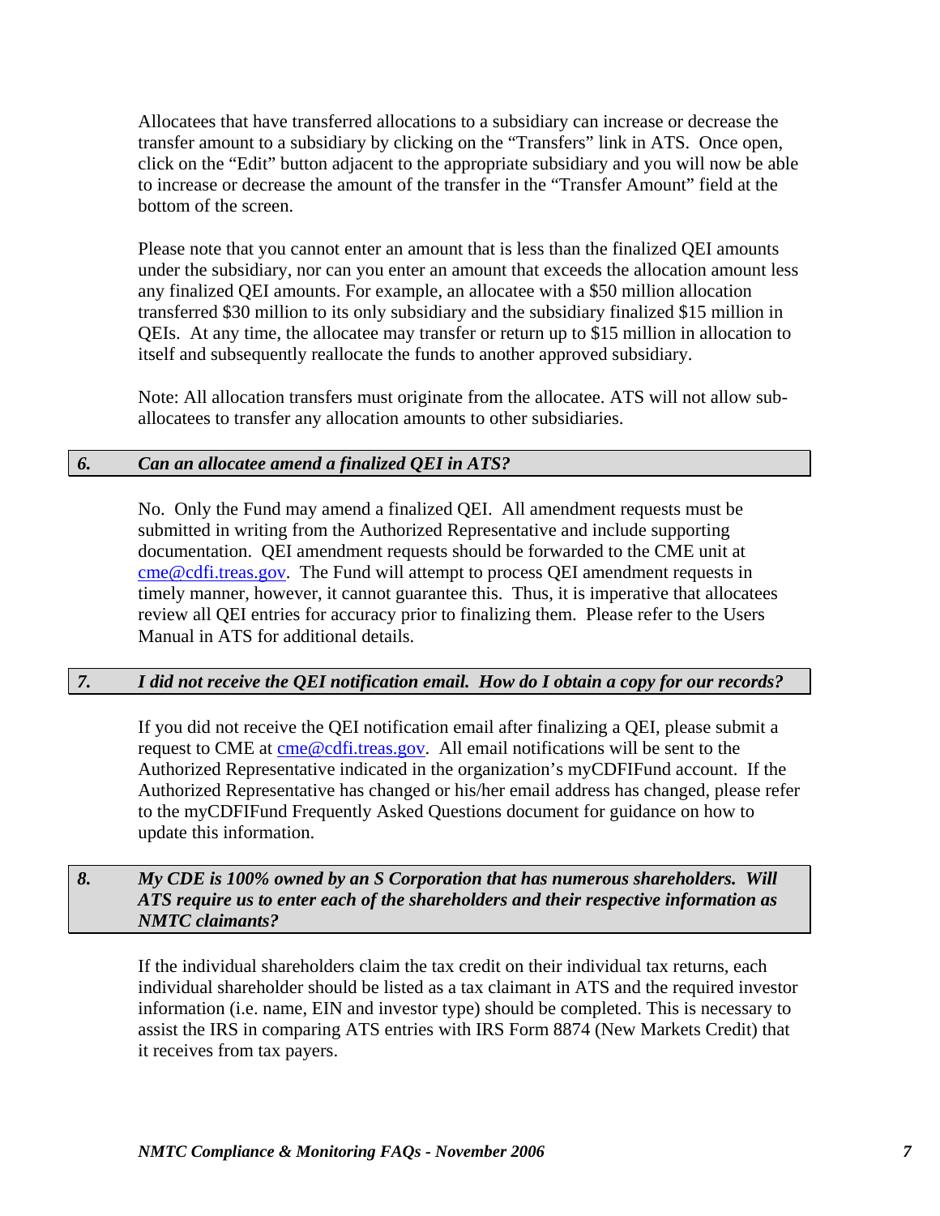Allocatees that have transferred allocations to a subsidiary can increase or decrease the transfer amount to a subsidiary by clicking on the "Transfers" link in ATS. Once open, click on the "Edit" button adjacent to the appropriate subsidiary and you will now be able to increase or decrease the amount of the transfer in the "Transfer Amount" field at the bottom of the screen.

Please note that you cannot enter an amount that is less than the finalized QEI amounts under the subsidiary, nor can you enter an amount that exceeds the allocation amount less any finalized QEI amounts. For example, an allocatee with a $50 million allocation transferred $30 million to its only subsidiary and the subsidiary finalized $15 million in QEIs. At any time, the allocatee may transfer or return up to $15 million in allocation to itself and subsequently reallocate the funds to another approved subsidiary.

Note: All allocation transfers must originate from the allocatee. ATS will not allow sub-allocatees to transfer any allocation amounts to other subsidiaries.

### *6. Can an allocatee amend a finalized QEI in ATS?*

No. Only the Fund may amend a finalized QEI. All amendment requests must be submitted in writing from the Authorized Representative and include supporting documentation. QEI amendment requests should be forwarded to the CME unit at cme@cdfi.treas.gov. The Fund will attempt to process QEI amendment requests in timely manner, however, it cannot guarantee this. Thus, it is imperative that allocatees review all QEI entries for accuracy prior to finalizing them. Please refer to the Users Manual in ATS for additional details.

### *7. I did not receive the QEI notification email. How do I obtain a copy for our records?*

If you did not receive the QEI notification email after finalizing a QEI, please submit a request to CME at cme@cdfi.treas.gov. All email notifications will be sent to the Authorized Representative indicated in the organization's myCDFIFund account. If the Authorized Representative has changed or his/her email address has changed, please refer to the myCDFIFund Frequently Asked Questions document for guidance on how to update this information.

### *8. My CDE is 100% owned by an S Corporation that has numerous shareholders. Will ATS require us to enter each of the shareholders and their respective information as NMTC claimants?*

If the individual shareholders claim the tax credit on their individual tax returns, each individual shareholder should be listed as a tax claimant in ATS and the required investor information (i.e. name, EIN and investor type) should be completed. This is necessary to assist the IRS in comparing ATS entries with IRS Form 8874 (New Markets Credit) that it receives from tax payers.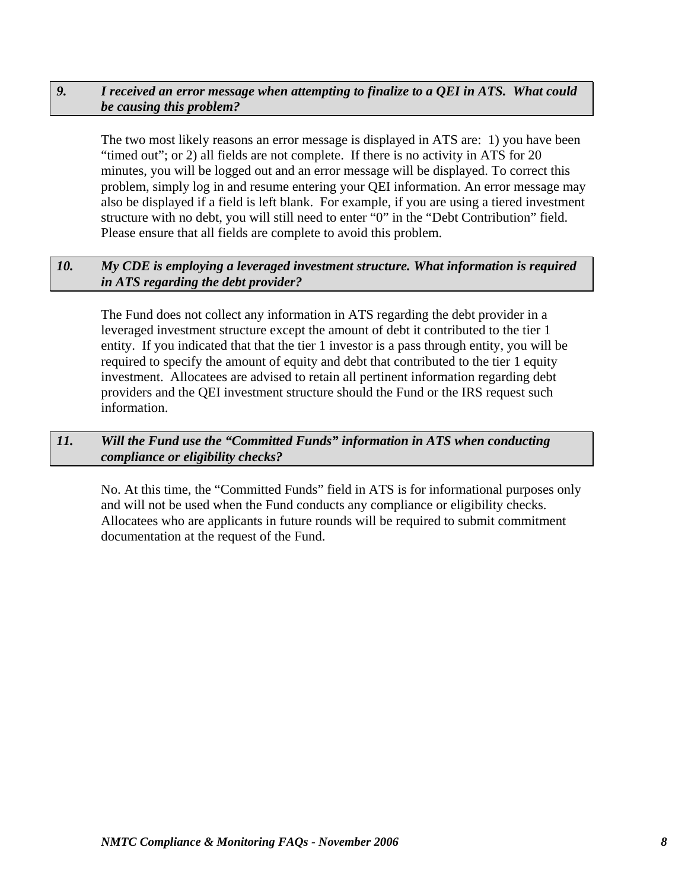### *9. I received an error message when attempting to finalize to a QEI in ATS. What could be causing this problem?*

The two most likely reasons an error message is displayed in ATS are: 1) you have been "timed out"; or 2) all fields are not complete. If there is no activity in ATS for 20 minutes, you will be logged out and an error message will be displayed. To correct this problem, simply log in and resume entering your QEI information. An error message may also be displayed if a field is left blank. For example, if you are using a tiered investment structure with no debt, you will still need to enter "0" in the "Debt Contribution" field. Please ensure that all fields are complete to avoid this problem.

### *10. My CDE is employing a leveraged investment structure. What information is required in ATS regarding the debt provider?*

The Fund does not collect any information in ATS regarding the debt provider in a leveraged investment structure except the amount of debt it contributed to the tier 1 entity. If you indicated that that the tier 1 investor is a pass through entity, you will be required to specify the amount of equity and debt that contributed to the tier 1 equity investment. Allocatees are advised to retain all pertinent information regarding debt providers and the QEI investment structure should the Fund or the IRS request such information.

### *11. Will the Fund use the "Committed Funds" information in ATS when conducting compliance or eligibility checks?*

No. At this time, the "Committed Funds" field in ATS is for informational purposes only and will not be used when the Fund conducts any compliance or eligibility checks. Allocatees who are applicants in future rounds will be required to submit commitment documentation at the request of the Fund.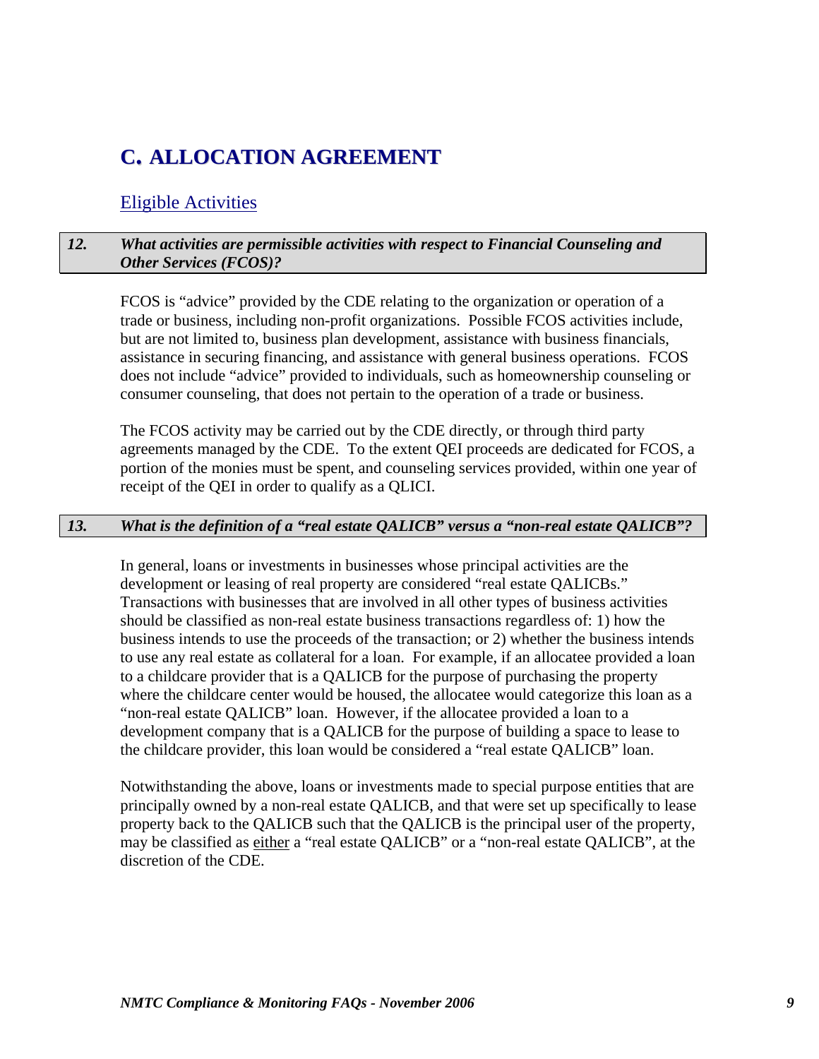# C. ALLOCATION AGREEMENT

## Eligible Activities

### *12. What activities are permissible activities with respect to Financial Counseling and Other Services (FCOS)?*

FCOS is "advice" provided by the CDE relating to the organization or operation of a trade or business, including non-profit organizations. Possible FCOS activities include, but are not limited to, business plan development, assistance with business financials, assistance in securing financing, and assistance with general business operations. FCOS does not include "advice" provided to individuals, such as homeownership counseling or consumer counseling, that does not pertain to the operation of a trade or business.

The FCOS activity may be carried out by the CDE directly, or through third party agreements managed by the CDE. To the extent QEI proceeds are dedicated for FCOS, a portion of the monies must be spent, and counseling services provided, within one year of receipt of the QEI in order to qualify as a QLICI.

### *13. What is the definition of a "real estate QALICB" versus a "non-real estate QALICB"?*

In general, loans or investments in businesses whose principal activities are the development or leasing of real property are considered "real estate QALICBs." Transactions with businesses that are involved in all other types of business activities should be classified as non-real estate business transactions regardless of: 1) how the business intends to use the proceeds of the transaction; or 2) whether the business intends to use any real estate as collateral for a loan. For example, if an allocatee provided a loan to a childcare provider that is a QALICB for the purpose of purchasing the property where the childcare center would be housed, the allocatee would categorize this loan as a "non-real estate QALICB" loan. However, if the allocatee provided a loan to a development company that is a QALICB for the purpose of building a space to lease to the childcare provider, this loan would be considered a "real estate QALICB" loan.

Notwithstanding the above, loans or investments made to special purpose entities that are principally owned by a non-real estate QALICB, and that were set up specifically to lease property back to the QALICB such that the QALICB is the principal user of the property, may be classified as either a "real estate QALICB" or a "non-real estate QALICB", at the discretion of the CDE.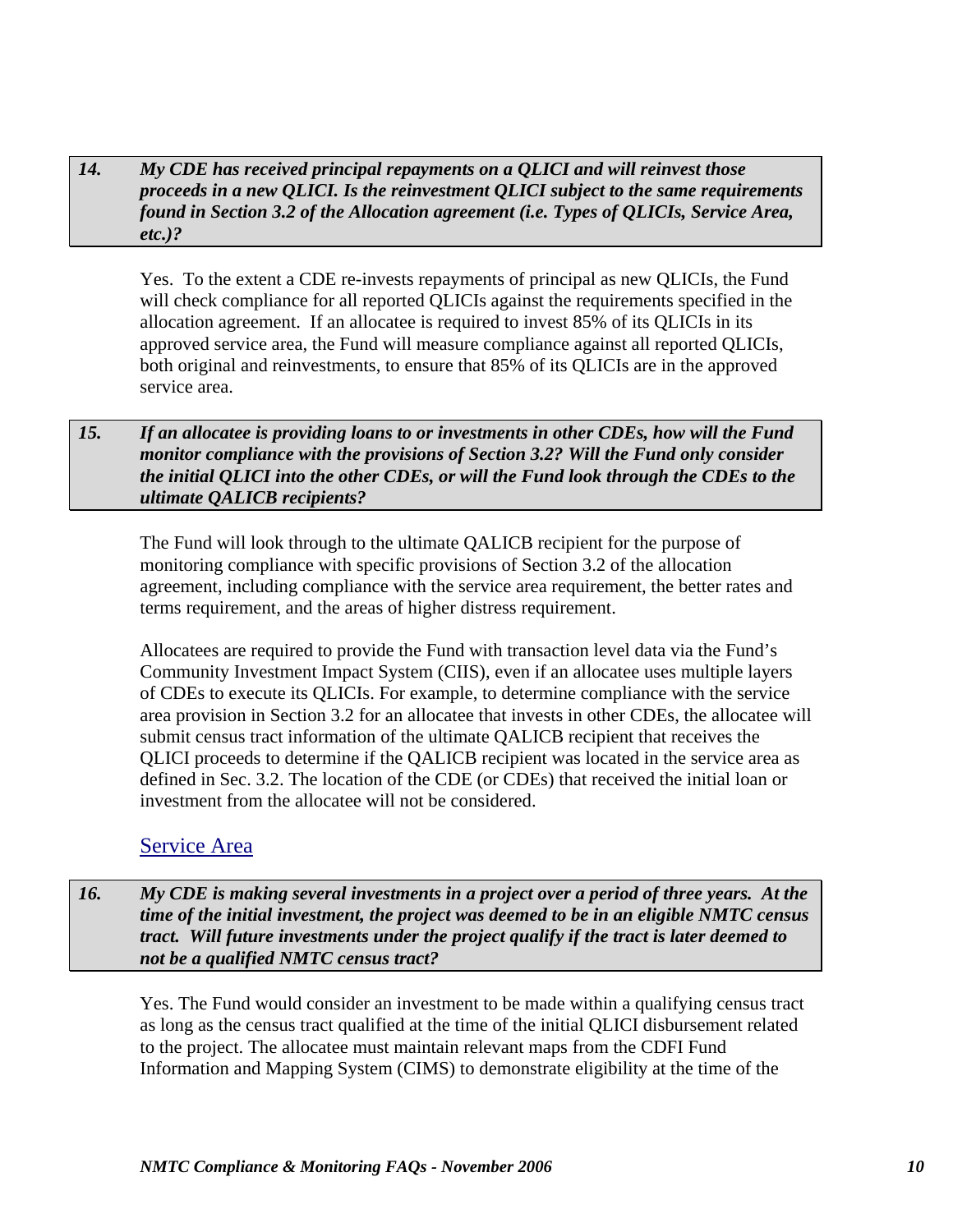***14. My CDE has received principal repayments on a QLICI and will reinvest those proceeds in a new QLICI. Is the reinvestment QLICI subject to the same requirements found in Section 3.2 of the Allocation agreement (i.e. Types of QLICIs, Service Area, etc.)?***

Yes. To the extent a CDE re-invests repayments of principal as new QLICIs, the Fund will check compliance for all reported QLICIs against the requirements specified in the allocation agreement. If an allocatee is required to invest 85% of its QLICIs in its approved service area, the Fund will measure compliance against all reported QLICIs, both original and reinvestments, to ensure that 85% of its QLICIs are in the approved service area.

***15. If an allocatee is providing loans to or investments in other CDEs, how will the Fund monitor compliance with the provisions of Section 3.2? Will the Fund only consider the initial QLICI into the other CDEs, or will the Fund look through the CDEs to the ultimate QALICB recipients?***

The Fund will look through to the ultimate QALICB recipient for the purpose of monitoring compliance with specific provisions of Section 3.2 of the allocation agreement, including compliance with the service area requirement, the better rates and terms requirement, and the areas of higher distress requirement.

Allocatees are required to provide the Fund with transaction level data via the Fund's Community Investment Impact System (CIIS), even if an allocatee uses multiple layers of CDEs to execute its QLICIs. For example, to determine compliance with the service area provision in Section 3.2 for an allocatee that invests in other CDEs, the allocatee will submit census tract information of the ultimate QALICB recipient that receives the QLICI proceeds to determine if the QALICB recipient was located in the service area as defined in Sec. 3.2. The location of the CDE (or CDEs) that received the initial loan or investment from the allocatee will not be considered.

## Service Area

***16. My CDE is making several investments in a project over a period of three years. At the time of the initial investment, the project was deemed to be in an eligible NMTC census tract. Will future investments under the project qualify if the tract is later deemed to not be a qualified NMTC census tract?***

Yes. The Fund would consider an investment to be made within a qualifying census tract as long as the census tract qualified at the time of the initial QLICI disbursement related to the project. The allocatee must maintain relevant maps from the CDFI Fund Information and Mapping System (CIMS) to demonstrate eligibility at the time of the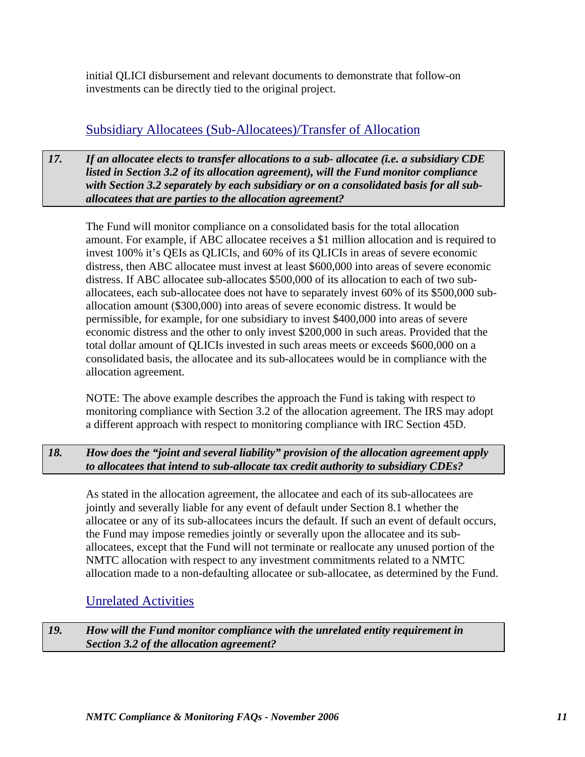initial QLICI disbursement and relevant documents to demonstrate that follow-on investments can be directly tied to the original project.

## Subsidiary Allocatees (Sub-Allocatees)/Transfer of Allocation

***17. If an allocatee elects to transfer allocations to a sub- allocatee (i.e. a subsidiary CDE listed in Section 3.2 of its allocation agreement), will the Fund monitor compliance with Section 3.2 separately by each subsidiary or on a consolidated basis for all sub-allocatees that are parties to the allocation agreement?***

The Fund will monitor compliance on a consolidated basis for the total allocation amount. For example, if ABC allocatee receives a $1 million allocation and is required to invest 100% it's QEIs as QLICIs, and 60% of its QLICIs in areas of severe economic distress, then ABC allocatee must invest at least $600,000 into areas of severe economic distress. If ABC allocatee sub-allocates $500,000 of its allocation to each of two sub-allocatees, each sub-allocatee does not have to separately invest 60% of its $500,000 sub-allocation amount ($300,000) into areas of severe economic distress. It would be permissible, for example, for one subsidiary to invest $400,000 into areas of severe economic distress and the other to only invest $200,000 in such areas. Provided that the total dollar amount of QLICIs invested in such areas meets or exceeds $600,000 on a consolidated basis, the allocatee and its sub-allocatees would be in compliance with the allocation agreement.

NOTE: The above example describes the approach the Fund is taking with respect to monitoring compliance with Section 3.2 of the allocation agreement. The IRS may adopt a different approach with respect to monitoring compliance with IRC Section 45D.

***18. How does the "joint and several liability" provision of the allocation agreement apply to allocatees that intend to sub-allocate tax credit authority to subsidiary CDEs?***

As stated in the allocation agreement, the allocatee and each of its sub-allocatees are jointly and severally liable for any event of default under Section 8.1 whether the allocatee or any of its sub-allocatees incurs the default. If such an event of default occurs, the Fund may impose remedies jointly or severally upon the allocatee and its sub-allocatees, except that the Fund will not terminate or reallocate any unused portion of the NMTC allocation with respect to any investment commitments related to a NMTC allocation made to a non-defaulting allocatee or sub-allocatee, as determined by the Fund.

## Unrelated Activities

***19. How will the Fund monitor compliance with the unrelated entity requirement in Section 3.2 of the allocation agreement?***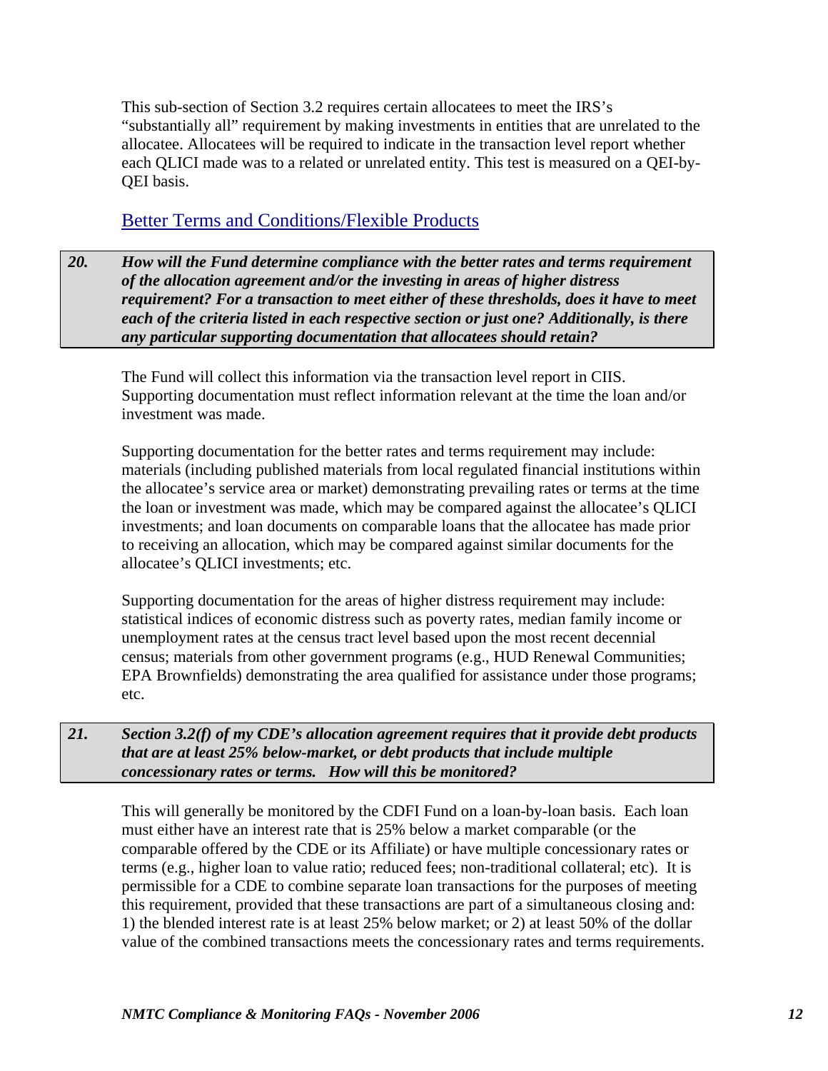This sub-section of Section 3.2 requires certain allocatees to meet the IRS's "substantially all" requirement by making investments in entities that are unrelated to the allocatee. Allocatees will be required to indicate in the transaction level report whether each QLICI made was to a related or unrelated entity. This test is measured on a QEI-by-QEI basis.

## Better Terms and Conditions/Flexible Products

***20. How will the Fund determine compliance with the better rates and terms requirement of the allocation agreement and/or the investing in areas of higher distress requirement? For a transaction to meet either of these thresholds, does it have to meet each of the criteria listed in each respective section or just one? Additionally, is there any particular supporting documentation that allocatees should retain?***

The Fund will collect this information via the transaction level report in CIIS. Supporting documentation must reflect information relevant at the time the loan and/or investment was made.

Supporting documentation for the better rates and terms requirement may include: materials (including published materials from local regulated financial institutions within the allocatee's service area or market) demonstrating prevailing rates or terms at the time the loan or investment was made, which may be compared against the allocatee's QLICI investments; and loan documents on comparable loans that the allocatee has made prior to receiving an allocation, which may be compared against similar documents for the allocatee's QLICI investments; etc.

Supporting documentation for the areas of higher distress requirement may include: statistical indices of economic distress such as poverty rates, median family income or unemployment rates at the census tract level based upon the most recent decennial census; materials from other government programs (e.g., HUD Renewal Communities; EPA Brownfields) demonstrating the area qualified for assistance under those programs; etc.

***21. Section 3.2(f) of my CDE's allocation agreement requires that it provide debt products that are at least 25% below-market, or debt products that include multiple concessionary rates or terms. How will this be monitored?***

This will generally be monitored by the CDFI Fund on a loan-by-loan basis. Each loan must either have an interest rate that is 25% below a market comparable (or the comparable offered by the CDE or its Affiliate) or have multiple concessionary rates or terms (e.g., higher loan to value ratio; reduced fees; non-traditional collateral; etc). It is permissible for a CDE to combine separate loan transactions for the purposes of meeting this requirement, provided that these transactions are part of a simultaneous closing and: 1) the blended interest rate is at least 25% below market; or 2) at least 50% of the dollar value of the combined transactions meets the concessionary rates and terms requirements.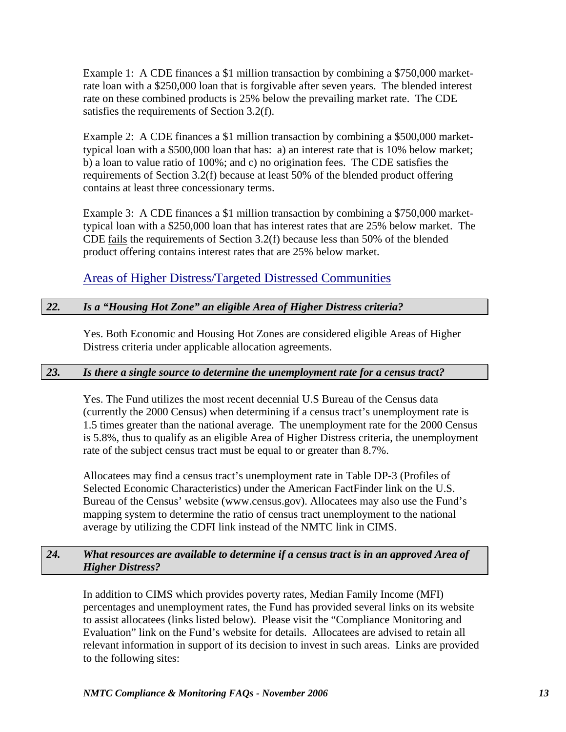Example 1: A CDE finances a $1 million transaction by combining a $750,000 market-rate loan with a $250,000 loan that is forgivable after seven years. The blended interest rate on these combined products is 25% below the prevailing market rate. The CDE satisfies the requirements of Section 3.2(f).

Example 2: A CDE finances a $1 million transaction by combining a $500,000 market-typical loan with a $500,000 loan that has: a) an interest rate that is 10% below market; b) a loan to value ratio of 100%; and c) no origination fees. The CDE satisfies the requirements of Section 3.2(f) because at least 50% of the blended product offering contains at least three concessionary terms.

Example 3: A CDE finances a $1 million transaction by combining a $750,000 market-typical loan with a $250,000 loan that has interest rates that are 25% below market. The CDE <u>fails</u> the requirements of Section 3.2(f) because less than 50% of the blended product offering contains interest rates that are 25% below market.

## Areas of Higher Distress/Targeted Distressed Communities

### *22. Is a "Housing Hot Zone" an eligible Area of Higher Distress criteria?*

Yes. Both Economic and Housing Hot Zones are considered eligible Areas of Higher Distress criteria under applicable allocation agreements.

### *23. Is there a single source to determine the unemployment rate for a census tract?*

Yes. The Fund utilizes the most recent decennial U.S Bureau of the Census data (currently the 2000 Census) when determining if a census tract's unemployment rate is 1.5 times greater than the national average. The unemployment rate for the 2000 Census is 5.8%, thus to qualify as an eligible Area of Higher Distress criteria, the unemployment rate of the subject census tract must be equal to or greater than 8.7%.

Allocatees may find a census tract's unemployment rate in Table DP-3 (Profiles of Selected Economic Characteristics) under the American FactFinder link on the U.S. Bureau of the Census' website (www.census.gov). Allocatees may also use the Fund's mapping system to determine the ratio of census tract unemployment to the national average by utilizing the CDFI link instead of the NMTC link in CIMS.

### *24. What resources are available to determine if a census tract is in an approved Area of Higher Distress?*

In addition to CIMS which provides poverty rates, Median Family Income (MFI) percentages and unemployment rates, the Fund has provided several links on its website to assist allocatees (links listed below). Please visit the "Compliance Monitoring and Evaluation" link on the Fund's website for details. Allocatees are advised to retain all relevant information in support of its decision to invest in such areas. Links are provided to the following sites: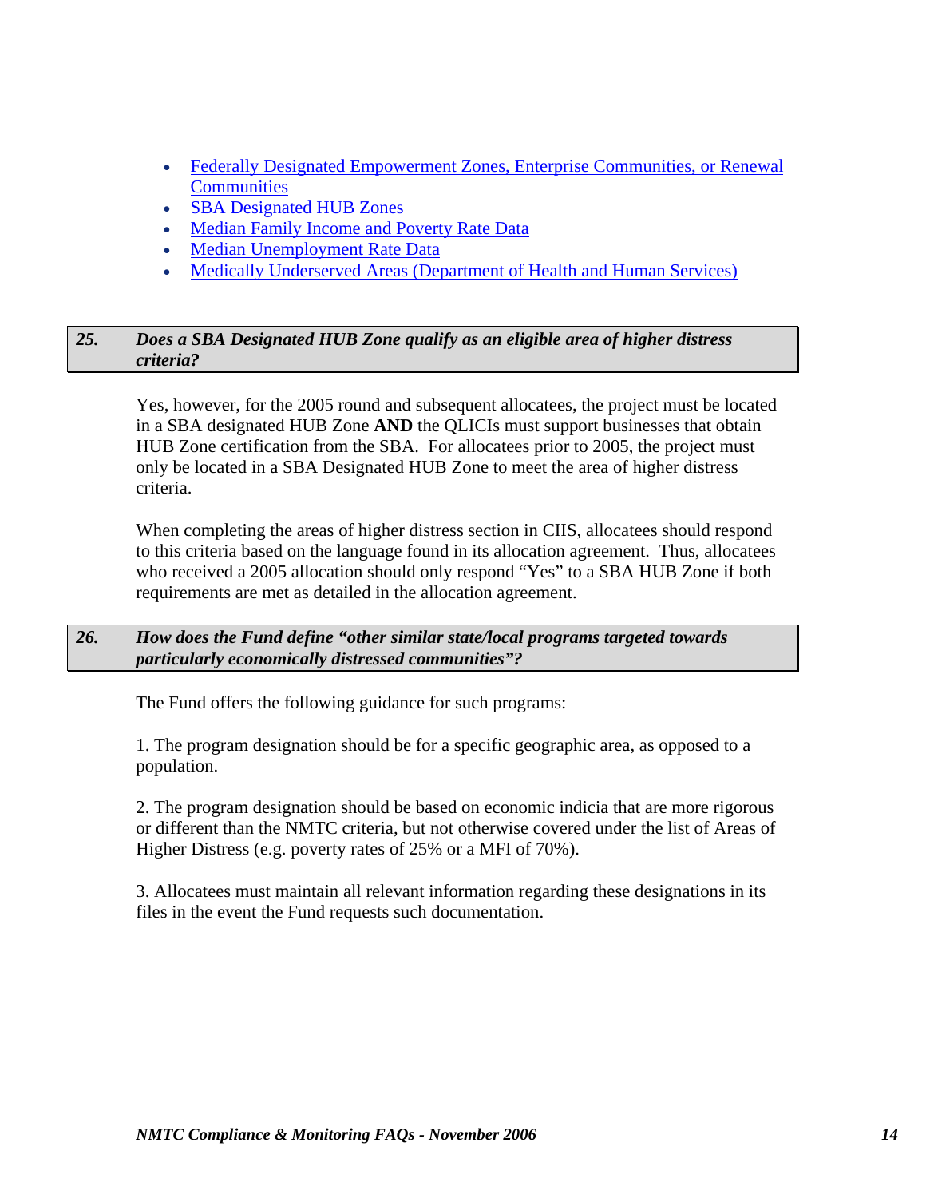- [Federally Designated Empowerment Zones, Enterprise Communities, or Renewal Communities]
- [SBA Designated HUB Zones]
- [Median Family Income and Poverty Rate Data]
- [Median Unemployment Rate Data]
- [Medically Underserved Areas (Department of Health and Human Services)]

### *25. Does a SBA Designated HUB Zone qualify as an eligible area of higher distress criteria?*

Yes, however, for the 2005 round and subsequent allocatees, the project must be located in a SBA designated HUB Zone **AND** the QLICIs must support businesses that obtain HUB Zone certification from the SBA. For allocatees prior to 2005, the project must only be located in a SBA Designated HUB Zone to meet the area of higher distress criteria.

When completing the areas of higher distress section in CIIS, allocatees should respond to this criteria based on the language found in its allocation agreement. Thus, allocatees who received a 2005 allocation should only respond "Yes" to a SBA HUB Zone if both requirements are met as detailed in the allocation agreement.

### *26. How does the Fund define "other similar state/local programs targeted towards particularly economically distressed communities"?*

The Fund offers the following guidance for such programs:

1. The program designation should be for a specific geographic area, as opposed to a population.

2. The program designation should be based on economic indicia that are more rigorous or different than the NMTC criteria, but not otherwise covered under the list of Areas of Higher Distress (e.g. poverty rates of 25% or a MFI of 70%).

3. Allocatees must maintain all relevant information regarding these designations in its files in the event the Fund requests such documentation.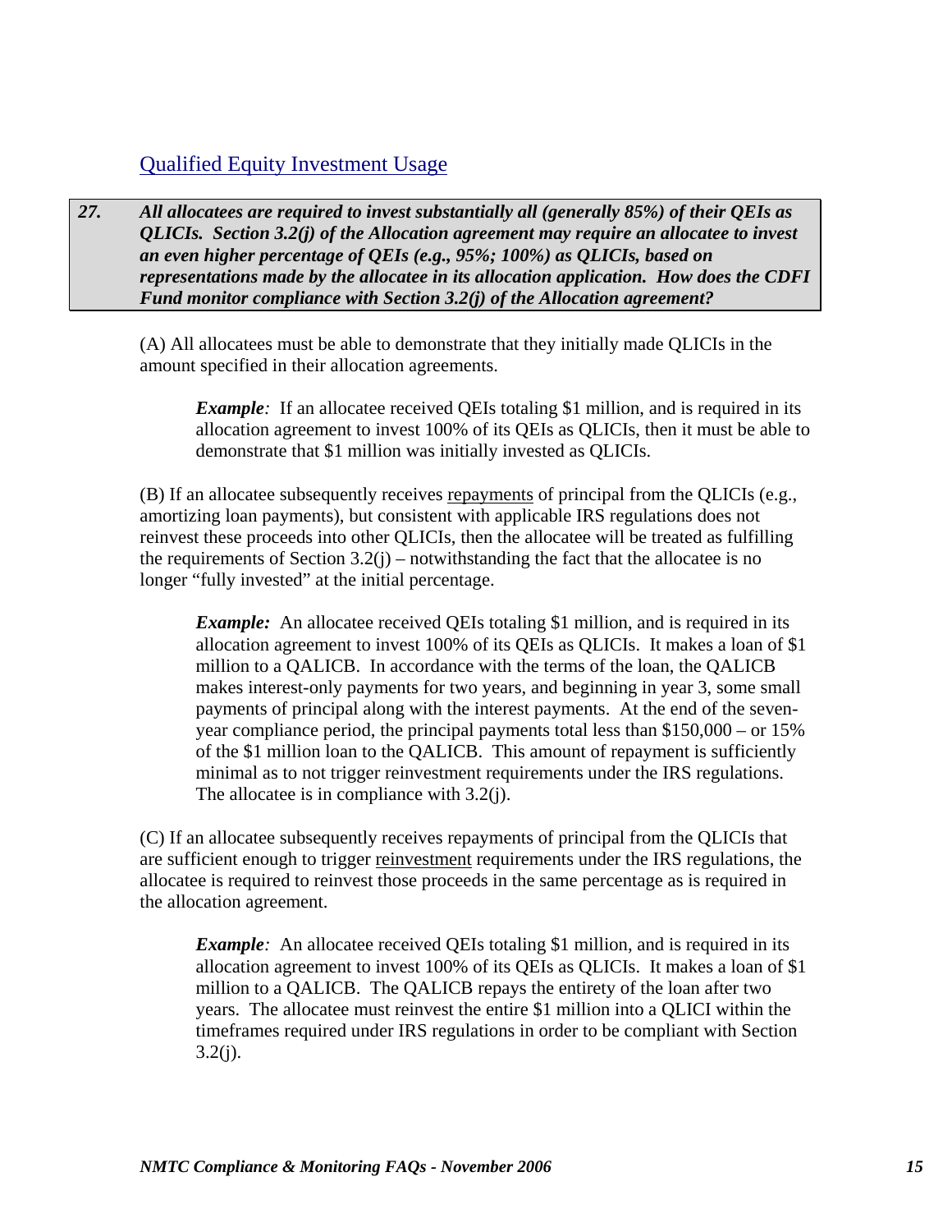## Qualified Equity Investment Usage

***27. All allocatees are required to invest substantially all (generally 85%) of their QEIs as QLICIs. Section 3.2(j) of the Allocation agreement may require an allocatee to invest an even higher percentage of QEIs (e.g., 95%; 100%) as QLICIs, based on representations made by the allocatee in its allocation application. How does the CDFI Fund monitor compliance with Section 3.2(j) of the Allocation agreement?***

(A) All allocatees must be able to demonstrate that they initially made QLICIs in the amount specified in their allocation agreements.

> ***Example:*** If an allocatee received QEIs totaling $1 million, and is required in its allocation agreement to invest 100% of its QEIs as QLICIs, then it must be able to demonstrate that $1 million was initially invested as QLICIs.

(B) If an allocatee subsequently receives repayments of principal from the QLICIs (e.g., amortizing loan payments), but consistent with applicable IRS regulations does not reinvest these proceeds into other QLICIs, then the allocatee will be treated as fulfilling the requirements of Section 3.2(j) – notwithstanding the fact that the allocatee is no longer "fully invested" at the initial percentage.

> ***Example:*** An allocatee received QEIs totaling $1 million, and is required in its allocation agreement to invest 100% of its QEIs as QLICIs. It makes a loan of $1 million to a QALICB. In accordance with the terms of the loan, the QALICB makes interest-only payments for two years, and beginning in year 3, some small payments of principal along with the interest payments. At the end of the seven-year compliance period, the principal payments total less than $150,000 – or 15% of the $1 million loan to the QALICB. This amount of repayment is sufficiently minimal as to not trigger reinvestment requirements under the IRS regulations. The allocatee is in compliance with 3.2(j).

(C) If an allocatee subsequently receives repayments of principal from the QLICIs that are sufficient enough to trigger reinvestment requirements under the IRS regulations, the allocatee is required to reinvest those proceeds in the same percentage as is required in the allocation agreement.

> ***Example:*** An allocatee received QEIs totaling $1 million, and is required in its allocation agreement to invest 100% of its QEIs as QLICIs. It makes a loan of $1 million to a QALICB. The QALICB repays the entirety of the loan after two years. The allocatee must reinvest the entire $1 million into a QLICI within the timeframes required under IRS regulations in order to be compliant with Section 3.2(j).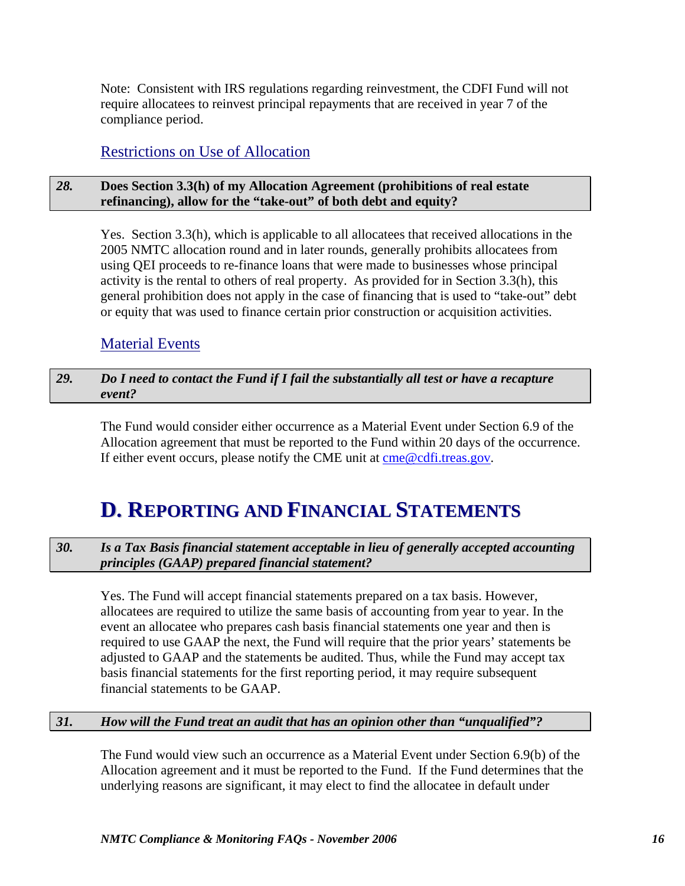Note: Consistent with IRS regulations regarding reinvestment, the CDFI Fund will not require allocatees to reinvest principal repayments that are received in year 7 of the compliance period.

### Restrictions on Use of Allocation

**28. Does Section 3.3(h) of my Allocation Agreement (prohibitions of real estate refinancing), allow for the "take-out" of both debt and equity?**

Yes. Section 3.3(h), which is applicable to all allocatees that received allocations in the 2005 NMTC allocation round and in later rounds, generally prohibits allocatees from using QEI proceeds to re-finance loans that were made to businesses whose principal activity is the rental to others of real property. As provided for in Section 3.3(h), this general prohibition does not apply in the case of financing that is used to "take-out" debt or equity that was used to finance certain prior construction or acquisition activities.

### Material Events

***29. Do I need to contact the Fund if I fail the substantially all test or have a recapture event?***

The Fund would consider either occurrence as a Material Event under Section 6.9 of the Allocation agreement that must be reported to the Fund within 20 days of the occurrence. If either event occurs, please notify the CME unit at cme@cdfi.treas.gov.

## D. Reporting and Financial Statements

***30. Is a Tax Basis financial statement acceptable in lieu of generally accepted accounting principles (GAAP) prepared financial statement?***

Yes. The Fund will accept financial statements prepared on a tax basis. However, allocatees are required to utilize the same basis of accounting from year to year. In the event an allocatee who prepares cash basis financial statements one year and then is required to use GAAP the next, the Fund will require that the prior years' statements be adjusted to GAAP and the statements be audited. Thus, while the Fund may accept tax basis financial statements for the first reporting period, it may require subsequent financial statements to be GAAP.

***31. How will the Fund treat an audit that has an opinion other than "unqualified"?***

The Fund would view such an occurrence as a Material Event under Section 6.9(b) of the Allocation agreement and it must be reported to the Fund. If the Fund determines that the underlying reasons are significant, it may elect to find the allocatee in default under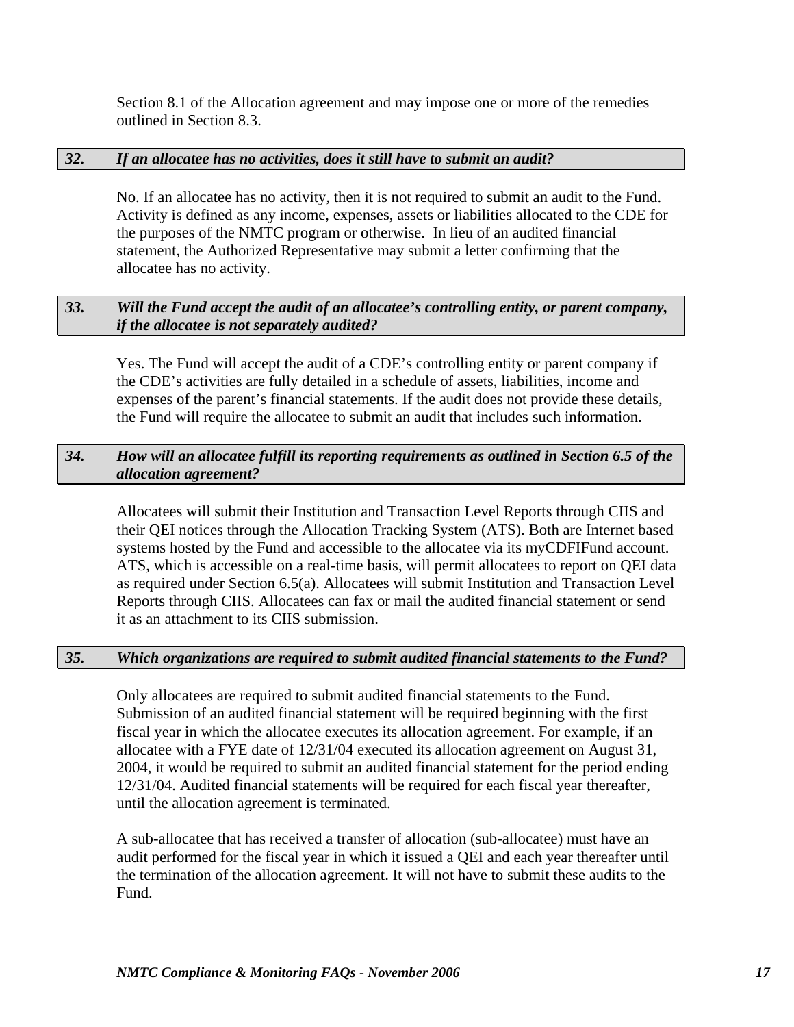Section 8.1 of the Allocation agreement and may impose one or more of the remedies outlined in Section 8.3.

### *32. If an allocatee has no activities, does it still have to submit an audit?*

No. If an allocatee has no activity, then it is not required to submit an audit to the Fund. Activity is defined as any income, expenses, assets or liabilities allocated to the CDE for the purposes of the NMTC program or otherwise. In lieu of an audited financial statement, the Authorized Representative may submit a letter confirming that the allocatee has no activity.

### *33. Will the Fund accept the audit of an allocatee's controlling entity, or parent company, if the allocatee is not separately audited?*

Yes. The Fund will accept the audit of a CDE's controlling entity or parent company if the CDE's activities are fully detailed in a schedule of assets, liabilities, income and expenses of the parent's financial statements. If the audit does not provide these details, the Fund will require the allocatee to submit an audit that includes such information.

### *34. How will an allocatee fulfill its reporting requirements as outlined in Section 6.5 of the allocation agreement?*

Allocatees will submit their Institution and Transaction Level Reports through CIIS and their QEI notices through the Allocation Tracking System (ATS). Both are Internet based systems hosted by the Fund and accessible to the allocatee via its myCDFIFund account. ATS, which is accessible on a real-time basis, will permit allocatees to report on QEI data as required under Section 6.5(a). Allocatees will submit Institution and Transaction Level Reports through CIIS. Allocatees can fax or mail the audited financial statement or send it as an attachment to its CIIS submission.

### *35. Which organizations are required to submit audited financial statements to the Fund?*

Only allocatees are required to submit audited financial statements to the Fund. Submission of an audited financial statement will be required beginning with the first fiscal year in which the allocatee executes its allocation agreement. For example, if an allocatee with a FYE date of 12/31/04 executed its allocation agreement on August 31, 2004, it would be required to submit an audited financial statement for the period ending 12/31/04. Audited financial statements will be required for each fiscal year thereafter, until the allocation agreement is terminated.

A sub-allocatee that has received a transfer of allocation (sub-allocatee) must have an audit performed for the fiscal year in which it issued a QEI and each year thereafter until the termination of the allocation agreement. It will not have to submit these audits to the Fund.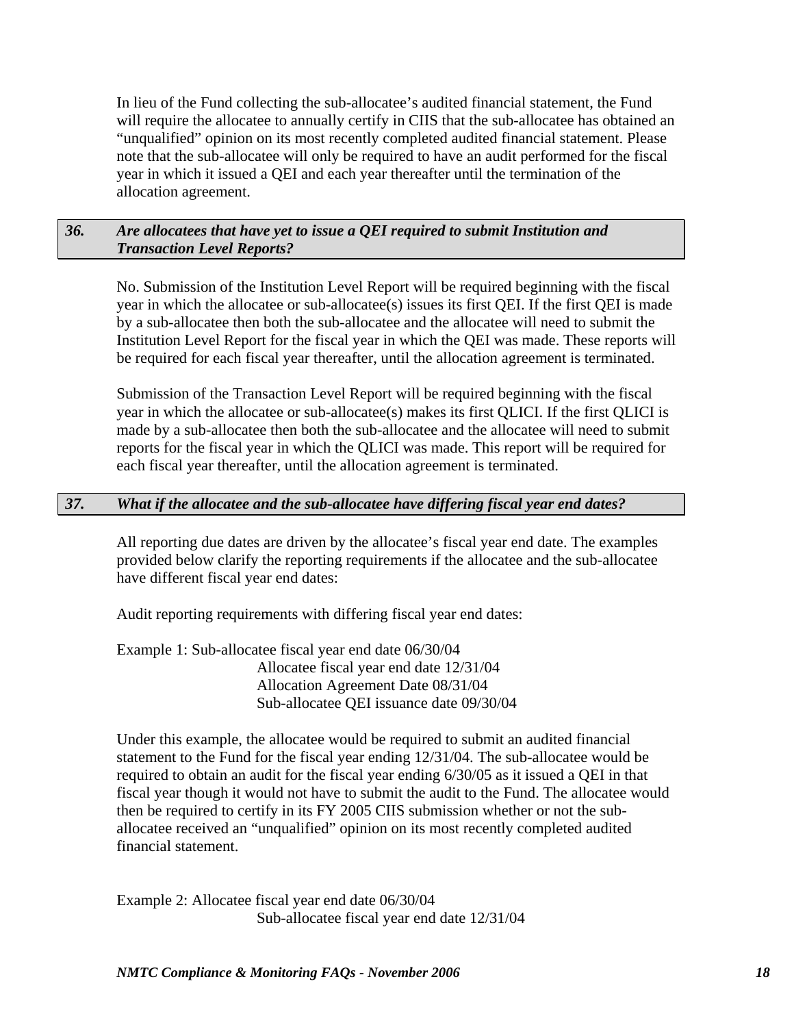In lieu of the Fund collecting the sub-allocatee's audited financial statement, the Fund will require the allocatee to annually certify in CIIS that the sub-allocatee has obtained an "unqualified" opinion on its most recently completed audited financial statement. Please note that the sub-allocatee will only be required to have an audit performed for the fiscal year in which it issued a QEI and each year thereafter until the termination of the allocation agreement.

### *36. Are allocatees that have yet to issue a QEI required to submit Institution and Transaction Level Reports?*

No. Submission of the Institution Level Report will be required beginning with the fiscal year in which the allocatee or sub-allocatee(s) issues its first QEI. If the first QEI is made by a sub-allocatee then both the sub-allocatee and the allocatee will need to submit the Institution Level Report for the fiscal year in which the QEI was made. These reports will be required for each fiscal year thereafter, until the allocation agreement is terminated.

Submission of the Transaction Level Report will be required beginning with the fiscal year in which the allocatee or sub-allocatee(s) makes its first QLICI. If the first QLICI is made by a sub-allocatee then both the sub-allocatee and the allocatee will need to submit reports for the fiscal year in which the QLICI was made. This report will be required for each fiscal year thereafter, until the allocation agreement is terminated.

### *37. What if the allocatee and the sub-allocatee have differing fiscal year end dates?*

All reporting due dates are driven by the allocatee's fiscal year end date. The examples provided below clarify the reporting requirements if the allocatee and the sub-allocatee have different fiscal year end dates:

Audit reporting requirements with differing fiscal year end dates:

Example 1: Sub-allocatee fiscal year end date 06/30/04
Allocatee fiscal year end date 12/31/04
Allocation Agreement Date 08/31/04
Sub-allocatee QEI issuance date 09/30/04

Under this example, the allocatee would be required to submit an audited financial statement to the Fund for the fiscal year ending 12/31/04. The sub-allocatee would be required to obtain an audit for the fiscal year ending 6/30/05 as it issued a QEI in that fiscal year though it would not have to submit the audit to the Fund. The allocatee would then be required to certify in its FY 2005 CIIS submission whether or not the sub-allocatee received an "unqualified" opinion on its most recently completed audited financial statement.

Example 2: Allocatee fiscal year end date 06/30/04
Sub-allocatee fiscal year end date 12/31/04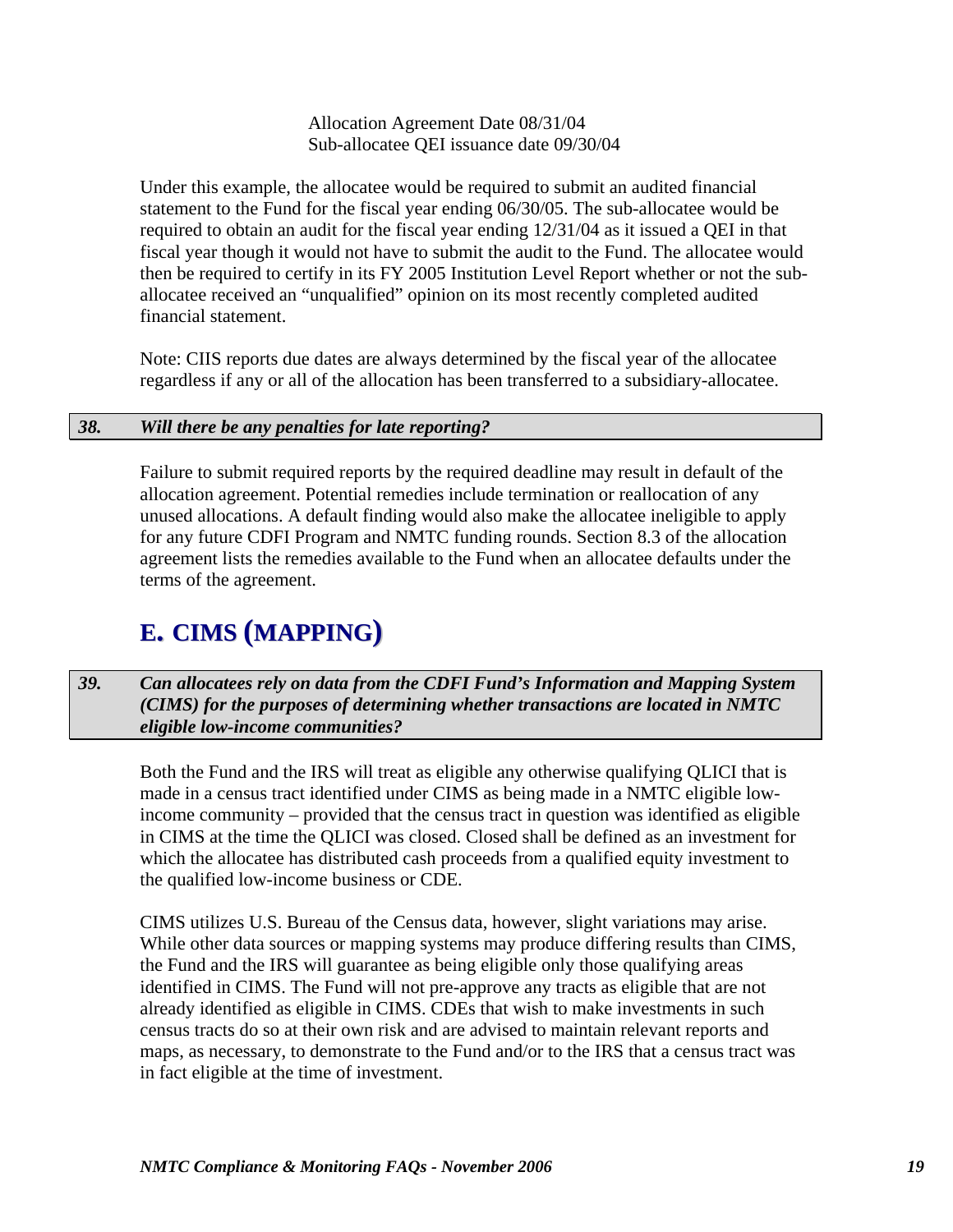Allocation Agreement Date 08/31/04
Sub-allocatee QEI issuance date 09/30/04

Under this example, the allocatee would be required to submit an audited financial statement to the Fund for the fiscal year ending 06/30/05. The sub-allocatee would be required to obtain an audit for the fiscal year ending 12/31/04 as it issued a QEI in that fiscal year though it would not have to submit the audit to the Fund. The allocatee would then be required to certify in its FY 2005 Institution Level Report whether or not the sub-allocatee received an "unqualified" opinion on its most recently completed audited financial statement.

Note: CIIS reports due dates are always determined by the fiscal year of the allocatee regardless if any or all of the allocation has been transferred to a subsidiary-allocatee.

***38. Will there be any penalties for late reporting?***

Failure to submit required reports by the required deadline may result in default of the allocation agreement. Potential remedies include termination or reallocation of any unused allocations. A default finding would also make the allocatee ineligible to apply for any future CDFI Program and NMTC funding rounds. Section 8.3 of the allocation agreement lists the remedies available to the Fund when an allocatee defaults under the terms of the agreement.

## E. CIMS (MAPPING)

***39. Can allocatees rely on data from the CDFI Fund's Information and Mapping System (CIMS) for the purposes of determining whether transactions are located in NMTC eligible low-income communities?***

Both the Fund and the IRS will treat as eligible any otherwise qualifying QLICI that is made in a census tract identified under CIMS as being made in a NMTC eligible low-income community – provided that the census tract in question was identified as eligible in CIMS at the time the QLICI was closed. Closed shall be defined as an investment for which the allocatee has distributed cash proceeds from a qualified equity investment to the qualified low-income business or CDE.

CIMS utilizes U.S. Bureau of the Census data, however, slight variations may arise. While other data sources or mapping systems may produce differing results than CIMS, the Fund and the IRS will guarantee as being eligible only those qualifying areas identified in CIMS. The Fund will not pre-approve any tracts as eligible that are not already identified as eligible in CIMS. CDEs that wish to make investments in such census tracts do so at their own risk and are advised to maintain relevant reports and maps, as necessary, to demonstrate to the Fund and/or to the IRS that a census tract was in fact eligible at the time of investment.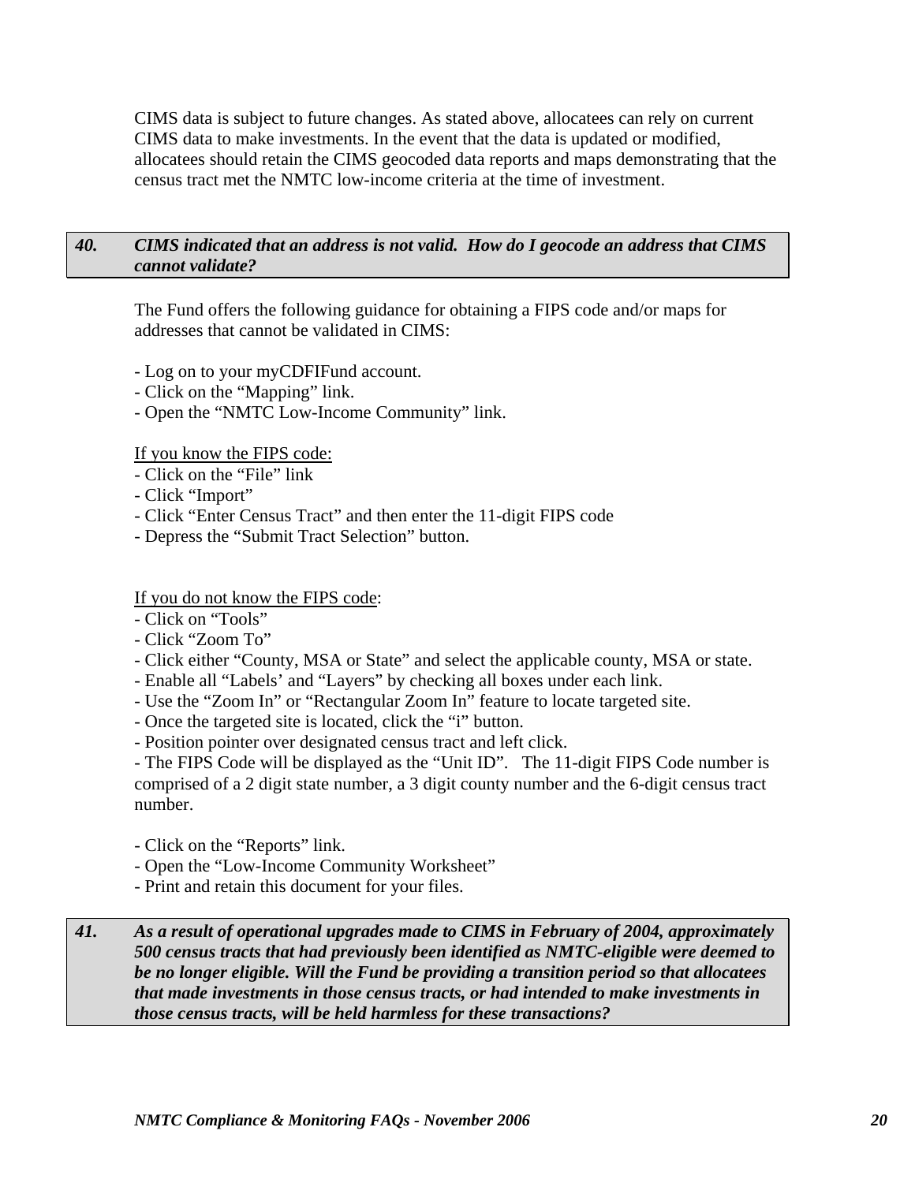CIMS data is subject to future changes. As stated above, allocatees can rely on current CIMS data to make investments. In the event that the data is updated or modified, allocatees should retain the CIMS geocoded data reports and maps demonstrating that the census tract met the NMTC low-income criteria at the time of investment.

### *40. CIMS indicated that an address is not valid. How do I geocode an address that CIMS cannot validate?*

The Fund offers the following guidance for obtaining a FIPS code and/or maps for addresses that cannot be validated in CIMS:

- Log on to your myCDFIFund account.
- Click on the "Mapping" link.
- Open the "NMTC Low-Income Community" link.

<u>If you know the FIPS code:</u>

- Click on the "File" link
- Click "Import"
- Click "Enter Census Tract" and then enter the 11-digit FIPS code
- Depress the "Submit Tract Selection" button.

<u>If you do not know the FIPS code</u>:

- Click on "Tools"
- Click "Zoom To"
- Click either "County, MSA or State" and select the applicable county, MSA or state.
- Enable all "Labels' and "Layers" by checking all boxes under each link.
- Use the "Zoom In" or "Rectangular Zoom In" feature to locate targeted site.
- Once the targeted site is located, click the "i" button.
- Position pointer over designated census tract and left click.
- The FIPS Code will be displayed as the "Unit ID". The 11-digit FIPS Code number is comprised of a 2 digit state number, a 3 digit county number and the 6-digit census tract number.

- Click on the "Reports" link.
- Open the "Low-Income Community Worksheet"
- Print and retain this document for your files.

### *41. As a result of operational upgrades made to CIMS in February of 2004, approximately 500 census tracts that had previously been identified as NMTC-eligible were deemed to be no longer eligible. Will the Fund be providing a transition period so that allocatees that made investments in those census tracts, or had intended to make investments in those census tracts, will be held harmless for these transactions?*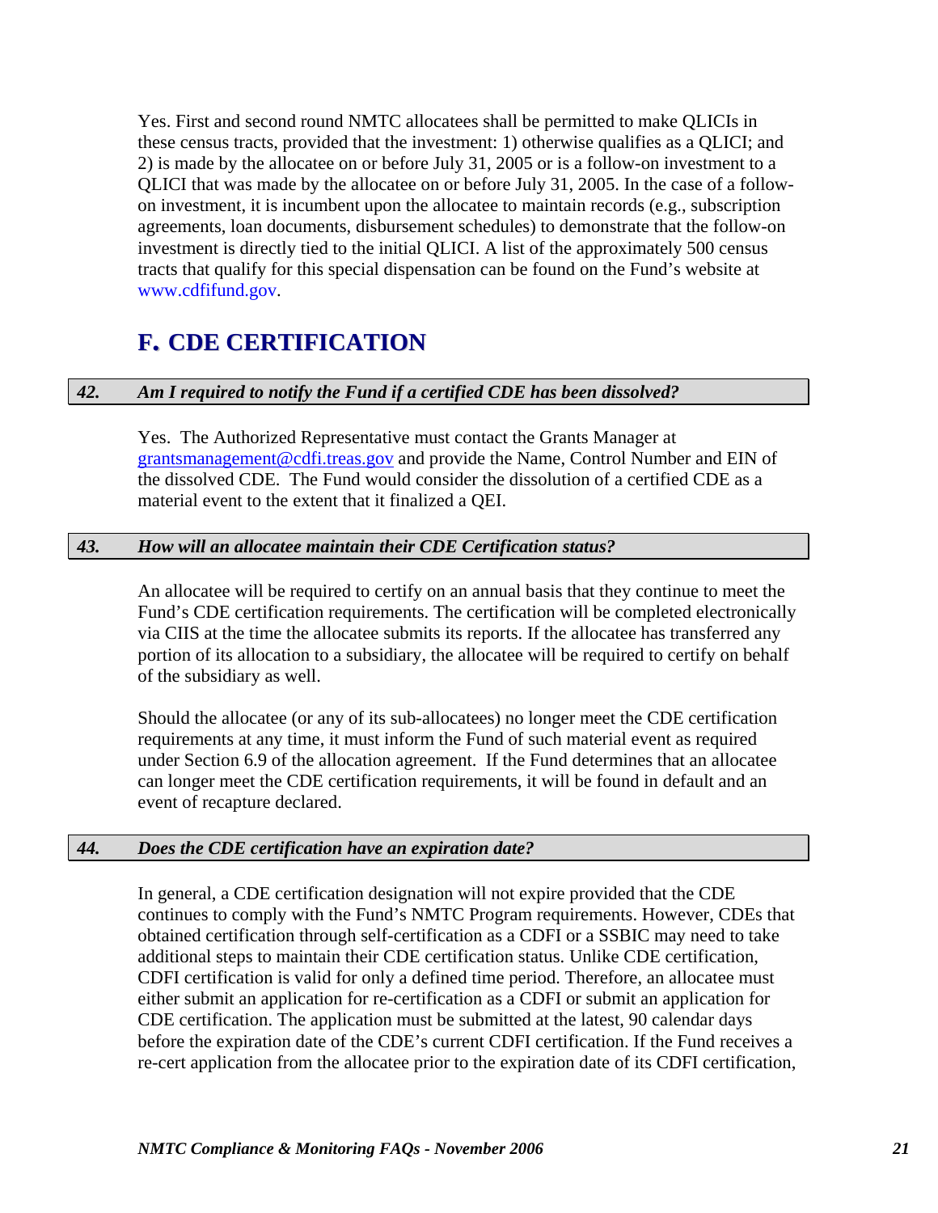Yes. First and second round NMTC allocatees shall be permitted to make QLICIs in these census tracts, provided that the investment: 1) otherwise qualifies as a QLICI; and 2) is made by the allocatee on or before July 31, 2005 or is a follow-on investment to a QLICI that was made by the allocatee on or before July 31, 2005. In the case of a follow-on investment, it is incumbent upon the allocatee to maintain records (e.g., subscription agreements, loan documents, disbursement schedules) to demonstrate that the follow-on investment is directly tied to the initial QLICI. A list of the approximately 500 census tracts that qualify for this special dispensation can be found on the Fund's website at www.cdfifund.gov.

## F. CDE CERTIFICATION

***42. Am I required to notify the Fund if a certified CDE has been dissolved?***

Yes. The Authorized Representative must contact the Grants Manager at grantsmanagement@cdfi.treas.gov and provide the Name, Control Number and EIN of the dissolved CDE. The Fund would consider the dissolution of a certified CDE as a material event to the extent that it finalized a QEI.

***43. How will an allocatee maintain their CDE Certification status?***

An allocatee will be required to certify on an annual basis that they continue to meet the Fund's CDE certification requirements. The certification will be completed electronically via CIIS at the time the allocatee submits its reports. If the allocatee has transferred any portion of its allocation to a subsidiary, the allocatee will be required to certify on behalf of the subsidiary as well.

Should the allocatee (or any of its sub-allocatees) no longer meet the CDE certification requirements at any time, it must inform the Fund of such material event as required under Section 6.9 of the allocation agreement. If the Fund determines that an allocatee can longer meet the CDE certification requirements, it will be found in default and an event of recapture declared.

***44. Does the CDE certification have an expiration date?***

In general, a CDE certification designation will not expire provided that the CDE continues to comply with the Fund's NMTC Program requirements. However, CDEs that obtained certification through self-certification as a CDFI or a SSBIC may need to take additional steps to maintain their CDE certification status. Unlike CDE certification, CDFI certification is valid for only a defined time period. Therefore, an allocatee must either submit an application for re-certification as a CDFI or submit an application for CDE certification. The application must be submitted at the latest, 90 calendar days before the expiration date of the CDE's current CDFI certification. If the Fund receives a re-cert application from the allocatee prior to the expiration date of its CDFI certification,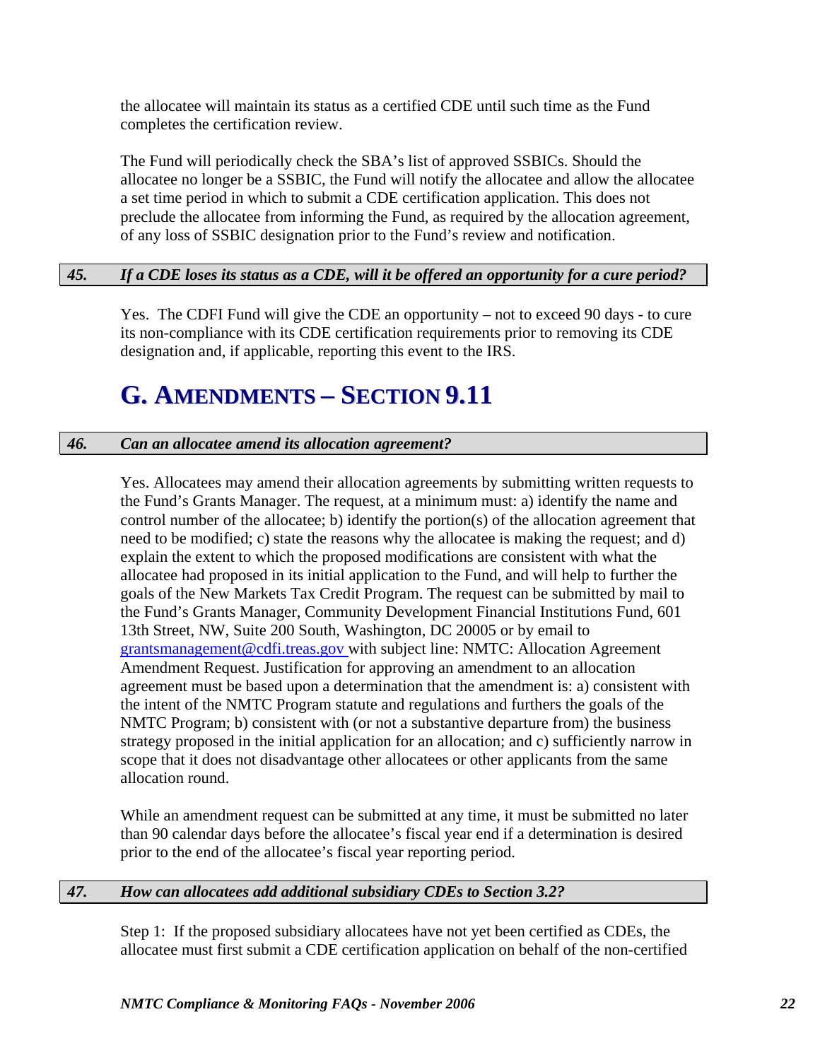the allocatee will maintain its status as a certified CDE until such time as the Fund completes the certification review.

The Fund will periodically check the SBA's list of approved SSBICs. Should the allocatee no longer be a SSBIC, the Fund will notify the allocatee and allow the allocatee a set time period in which to submit a CDE certification application. This does not preclude the allocatee from informing the Fund, as required by the allocation agreement, of any loss of SSBIC designation prior to the Fund's review and notification.

### *45. If a CDE loses its status as a CDE, will it be offered an opportunity for a cure period?*

Yes. The CDFI Fund will give the CDE an opportunity – not to exceed 90 days - to cure its non-compliance with its CDE certification requirements prior to removing its CDE designation and, if applicable, reporting this event to the IRS.

## G. AMENDMENTS – SECTION 9.11

### *46. Can an allocatee amend its allocation agreement?*

Yes. Allocatees may amend their allocation agreements by submitting written requests to the Fund's Grants Manager. The request, at a minimum must: a) identify the name and control number of the allocatee; b) identify the portion(s) of the allocation agreement that need to be modified; c) state the reasons why the allocatee is making the request; and d) explain the extent to which the proposed modifications are consistent with what the allocatee had proposed in its initial application to the Fund, and will help to further the goals of the New Markets Tax Credit Program. The request can be submitted by mail to the Fund's Grants Manager, Community Development Financial Institutions Fund, 601 13th Street, NW, Suite 200 South, Washington, DC 20005 or by email to grantsmanagement@cdfi.treas.gov with subject line: NMTC: Allocation Agreement Amendment Request. Justification for approving an amendment to an allocation agreement must be based upon a determination that the amendment is: a) consistent with the intent of the NMTC Program statute and regulations and furthers the goals of the NMTC Program; b) consistent with (or not a substantive departure from) the business strategy proposed in the initial application for an allocation; and c) sufficiently narrow in scope that it does not disadvantage other allocatees or other applicants from the same allocation round.

While an amendment request can be submitted at any time, it must be submitted no later than 90 calendar days before the allocatee's fiscal year end if a determination is desired prior to the end of the allocatee's fiscal year reporting period.

### *47. How can allocatees add additional subsidiary CDEs to Section 3.2?*

Step 1: If the proposed subsidiary allocatees have not yet been certified as CDEs, the allocatee must first submit a CDE certification application on behalf of the non-certified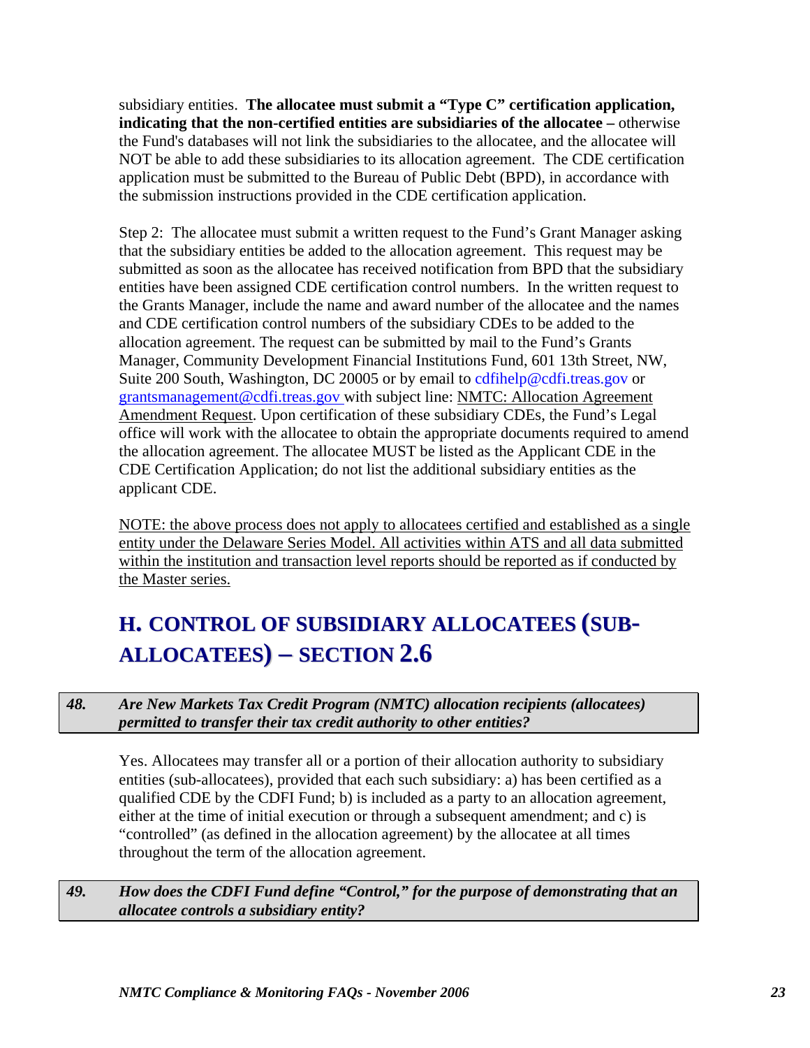subsidiary entities. **The allocatee must submit a "Type C" certification application, indicating that the non-certified entities are subsidiaries of the allocatee –** otherwise the Fund's databases will not link the subsidiaries to the allocatee, and the allocatee will NOT be able to add these subsidiaries to its allocation agreement. The CDE certification application must be submitted to the Bureau of Public Debt (BPD), in accordance with the submission instructions provided in the CDE certification application.

Step 2: The allocatee must submit a written request to the Fund's Grant Manager asking that the subsidiary entities be added to the allocation agreement. This request may be submitted as soon as the allocatee has received notification from BPD that the subsidiary entities have been assigned CDE certification control numbers. In the written request to the Grants Manager, include the name and award number of the allocatee and the names and CDE certification control numbers of the subsidiary CDEs to be added to the allocation agreement. The request can be submitted by mail to the Fund's Grants Manager, Community Development Financial Institutions Fund, 601 13th Street, NW, Suite 200 South, Washington, DC 20005 or by email to cdfihelp@cdfi.treas.gov or grantsmanagement@cdfi.treas.gov with subject line: NMTC: Allocation Agreement Amendment Request. Upon certification of these subsidiary CDEs, the Fund's Legal office will work with the allocatee to obtain the appropriate documents required to amend the allocation agreement. The allocatee MUST be listed as the Applicant CDE in the CDE Certification Application; do not list the additional subsidiary entities as the applicant CDE.

NOTE: the above process does not apply to allocatees certified and established as a single entity under the Delaware Series Model. All activities within ATS and all data submitted within the institution and transaction level reports should be reported as if conducted by the Master series.

## H. CONTROL OF SUBSIDIARY ALLOCATEES (SUB-ALLOCATEES) – SECTION 2.6

***48. Are New Markets Tax Credit Program (NMTC) allocation recipients (allocatees) permitted to transfer their tax credit authority to other entities?***

Yes. Allocatees may transfer all or a portion of their allocation authority to subsidiary entities (sub-allocatees), provided that each such subsidiary: a) has been certified as a qualified CDE by the CDFI Fund; b) is included as a party to an allocation agreement, either at the time of initial execution or through a subsequent amendment; and c) is "controlled" (as defined in the allocation agreement) by the allocatee at all times throughout the term of the allocation agreement.

***49. How does the CDFI Fund define "Control," for the purpose of demonstrating that an allocatee controls a subsidiary entity?***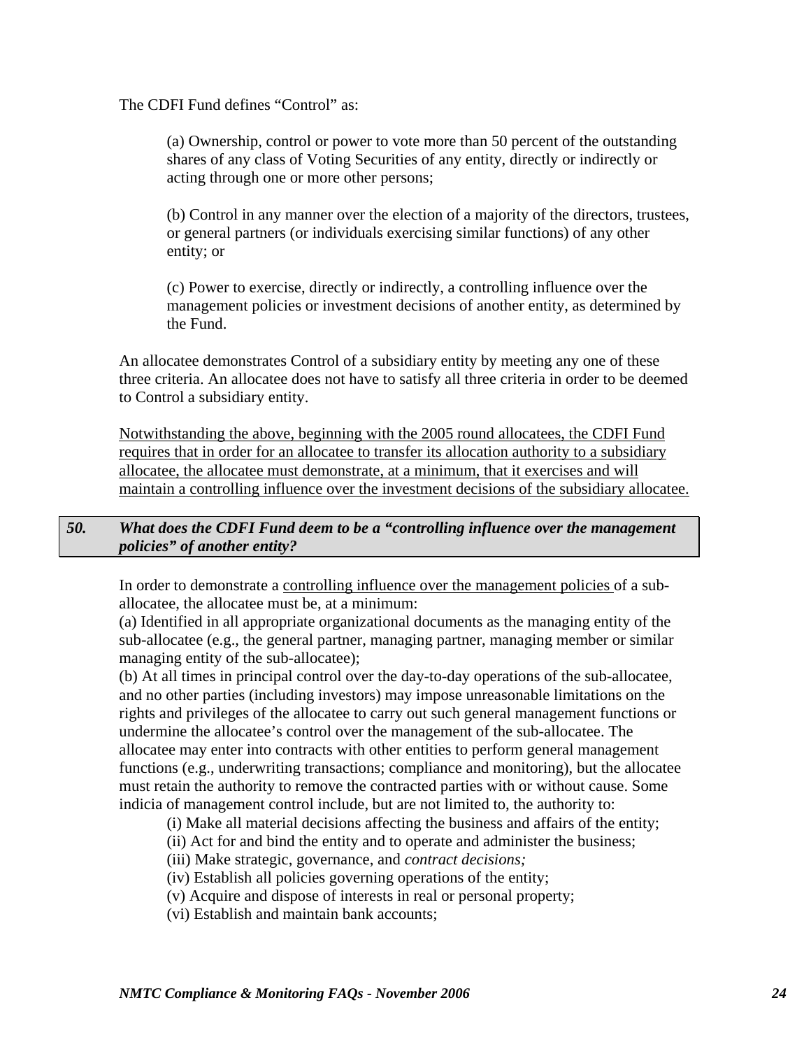The CDFI Fund defines "Control" as:

> (a) Ownership, control or power to vote more than 50 percent of the outstanding shares of any class of Voting Securities of any entity, directly or indirectly or acting through one or more other persons;
>
> (b) Control in any manner over the election of a majority of the directors, trustees, or general partners (or individuals exercising similar functions) of any other entity; or
>
> (c) Power to exercise, directly or indirectly, a controlling influence over the management policies or investment decisions of another entity, as determined by the Fund.

An allocatee demonstrates Control of a subsidiary entity by meeting any one of these three criteria. An allocatee does not have to satisfy all three criteria in order to be deemed to Control a subsidiary entity.

<u>Notwithstanding the above, beginning with the 2005 round allocatees, the CDFI Fund requires that in order for an allocatee to transfer its allocation authority to a subsidiary allocatee, the allocatee must demonstrate, at a minimum, that it exercises and will maintain a controlling influence over the investment decisions of the subsidiary allocatee.</u>

### *50. What does the CDFI Fund deem to be a "controlling influence over the management policies" of another entity?*

In order to demonstrate a <u>controlling influence over the management policies</u> of a sub-allocatee, the allocatee must be, at a minimum:

(a) Identified in all appropriate organizational documents as the managing entity of the sub-allocatee (e.g., the general partner, managing partner, managing member or similar managing entity of the sub-allocatee);

(b) At all times in principal control over the day-to-day operations of the sub-allocatee, and no other parties (including investors) may impose unreasonable limitations on the rights and privileges of the allocatee to carry out such general management functions or undermine the allocatee's control over the management of the sub-allocatee. The allocatee may enter into contracts with other entities to perform general management functions (e.g., underwriting transactions; compliance and monitoring), but the allocatee must retain the authority to remove the contracted parties with or without cause. Some indicia of management control include, but are not limited to, the authority to:

- (i) Make all material decisions affecting the business and affairs of the entity;
- (ii) Act for and bind the entity and to operate and administer the business;
- (iii) Make strategic, governance, and *contract decisions;*
- (iv) Establish all policies governing operations of the entity;
- (v) Acquire and dispose of interests in real or personal property;
- (vi) Establish and maintain bank accounts;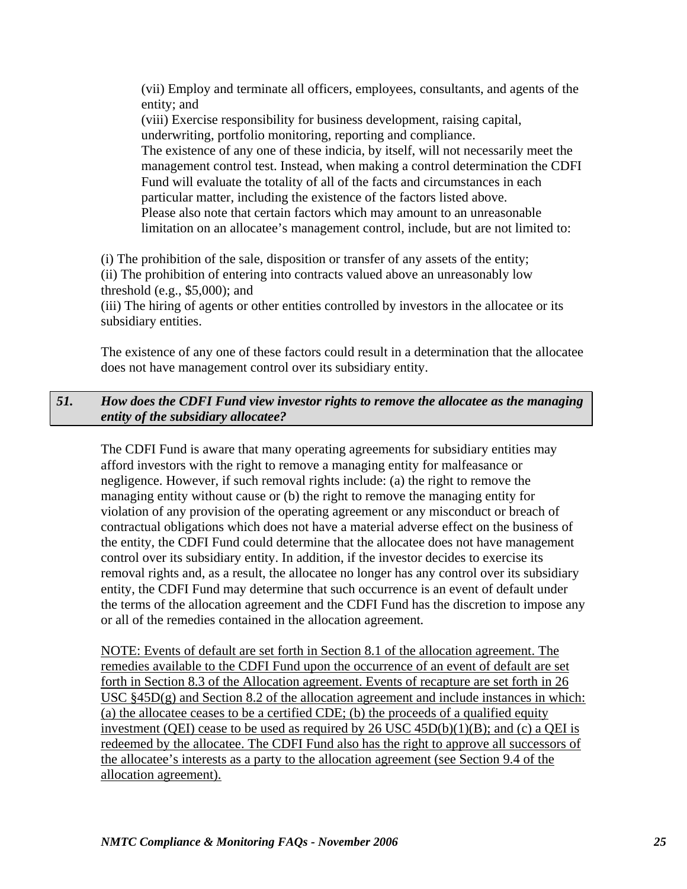(vii) Employ and terminate all officers, employees, consultants, and agents of the entity; and
(viii) Exercise responsibility for business development, raising capital, underwriting, portfolio monitoring, reporting and compliance.
The existence of any one of these indicia, by itself, will not necessarily meet the management control test. Instead, when making a control determination the CDFI Fund will evaluate the totality of all of the facts and circumstances in each particular matter, including the existence of the factors listed above.
Please also note that certain factors which may amount to an unreasonable limitation on an allocatee's management control, include, but are not limited to:

(i) The prohibition of the sale, disposition or transfer of any assets of the entity;
(ii) The prohibition of entering into contracts valued above an unreasonably low threshold (e.g., $5,000); and
(iii) The hiring of agents or other entities controlled by investors in the allocatee or its subsidiary entities.

The existence of any one of these factors could result in a determination that the allocatee does not have management control over its subsidiary entity.

### *51. How does the CDFI Fund view investor rights to remove the allocatee as the managing entity of the subsidiary allocatee?*

The CDFI Fund is aware that many operating agreements for subsidiary entities may afford investors with the right to remove a managing entity for malfeasance or negligence. However, if such removal rights include: (a) the right to remove the managing entity without cause or (b) the right to remove the managing entity for violation of any provision of the operating agreement or any misconduct or breach of contractual obligations which does not have a material adverse effect on the business of the entity, the CDFI Fund could determine that the allocatee does not have management control over its subsidiary entity. In addition, if the investor decides to exercise its removal rights and, as a result, the allocatee no longer has any control over its subsidiary entity, the CDFI Fund may determine that such occurrence is an event of default under the terms of the allocation agreement and the CDFI Fund has the discretion to impose any or all of the remedies contained in the allocation agreement.

<u>NOTE: Events of default are set forth in Section 8.1 of the allocation agreement. The remedies available to the CDFI Fund upon the occurrence of an event of default are set forth in Section 8.3 of the Allocation agreement. Events of recapture are set forth in 26 USC §45D(g) and Section 8.2 of the allocation agreement and include instances in which: (a) the allocatee ceases to be a certified CDE; (b) the proceeds of a qualified equity investment (QEI) cease to be used as required by 26 USC 45D(b)(1)(B); and (c) a QEI is redeemed by the allocatee. The CDFI Fund also has the right to approve all successors of the allocatee's interests as a party to the allocation agreement (see Section 9.4 of the allocation agreement).</u>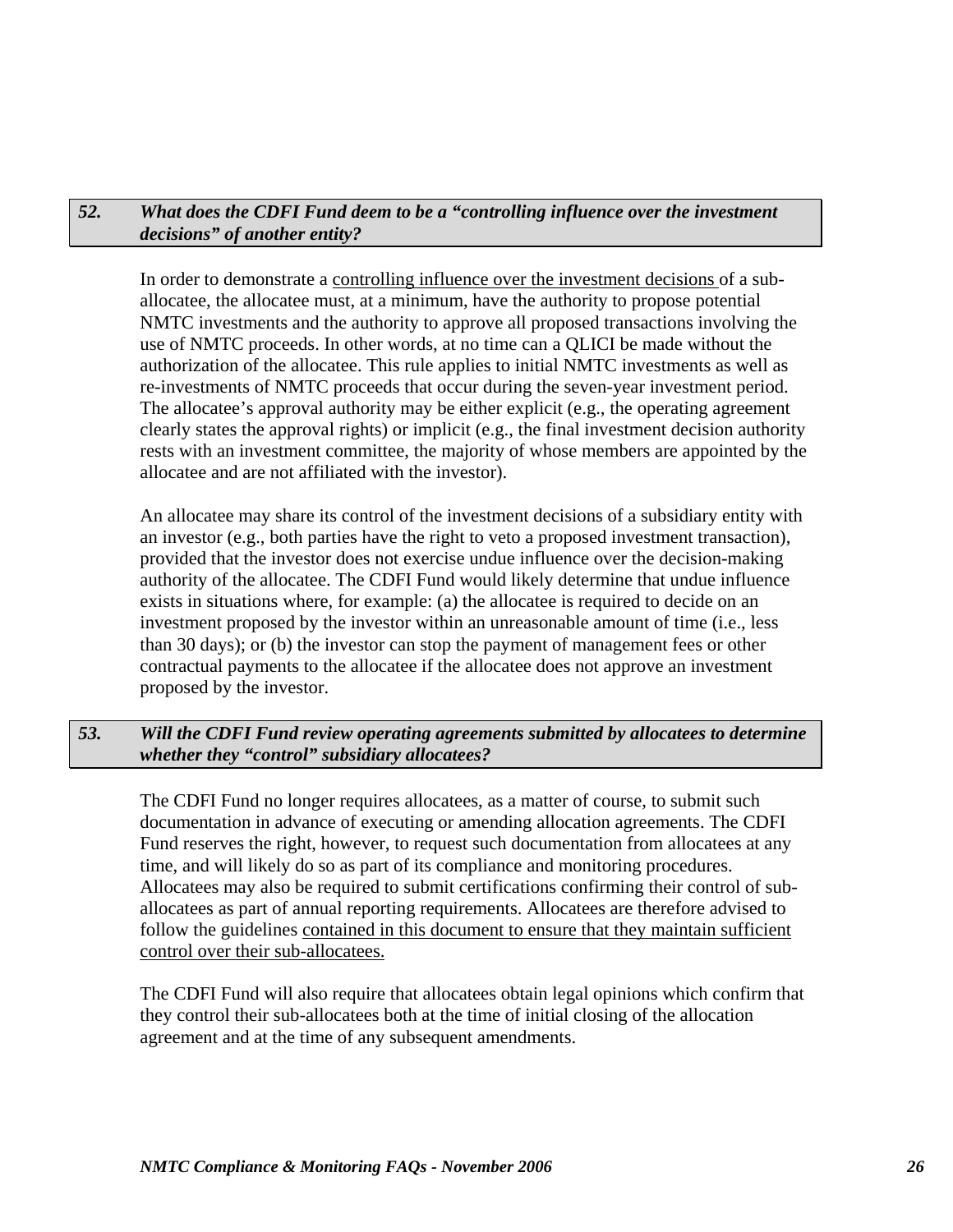### *52. What does the CDFI Fund deem to be a "controlling influence over the investment decisions" of another entity?*

In order to demonstrate a controlling influence over the investment decisions of a sub-allocatee, the allocatee must, at a minimum, have the authority to propose potential NMTC investments and the authority to approve all proposed transactions involving the use of NMTC proceeds. In other words, at no time can a QLICI be made without the authorization of the allocatee. This rule applies to initial NMTC investments as well as re-investments of NMTC proceeds that occur during the seven-year investment period. The allocatee's approval authority may be either explicit (e.g., the operating agreement clearly states the approval rights) or implicit (e.g., the final investment decision authority rests with an investment committee, the majority of whose members are appointed by the allocatee and are not affiliated with the investor).

An allocatee may share its control of the investment decisions of a subsidiary entity with an investor (e.g., both parties have the right to veto a proposed investment transaction), provided that the investor does not exercise undue influence over the decision-making authority of the allocatee. The CDFI Fund would likely determine that undue influence exists in situations where, for example: (a) the allocatee is required to decide on an investment proposed by the investor within an unreasonable amount of time (i.e., less than 30 days); or (b) the investor can stop the payment of management fees or other contractual payments to the allocatee if the allocatee does not approve an investment proposed by the investor.

### *53. Will the CDFI Fund review operating agreements submitted by allocatees to determine whether they "control" subsidiary allocatees?*

The CDFI Fund no longer requires allocatees, as a matter of course, to submit such documentation in advance of executing or amending allocation agreements. The CDFI Fund reserves the right, however, to request such documentation from allocatees at any time, and will likely do so as part of its compliance and monitoring procedures. Allocatees may also be required to submit certifications confirming their control of sub-allocatees as part of annual reporting requirements. Allocatees are therefore advised to follow the guidelines contained in this document to ensure that they maintain sufficient control over their sub-allocatees.

The CDFI Fund will also require that allocatees obtain legal opinions which confirm that they control their sub-allocatees both at the time of initial closing of the allocation agreement and at the time of any subsequent amendments.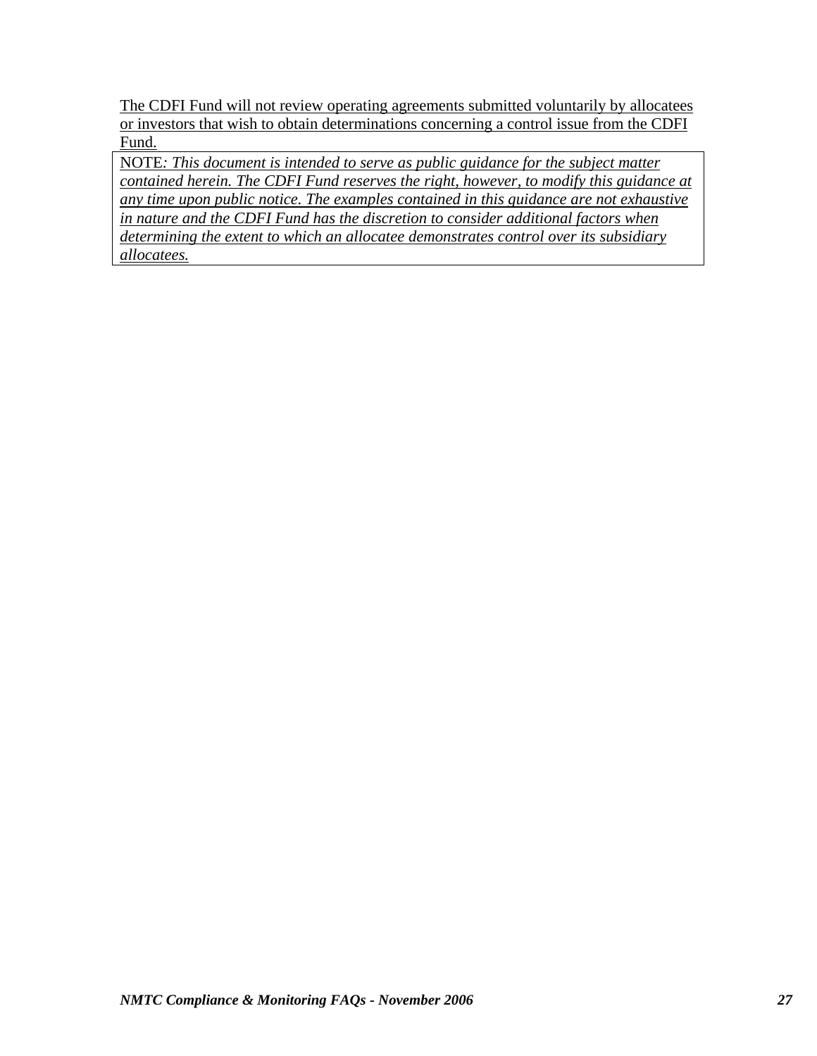The CDFI Fund will not review operating agreements submitted voluntarily by allocatees or investors that wish to obtain determinations concerning a control issue from the CDFI Fund.

| |
|---|
| NOTE*: This document is intended to serve as public guidance for the subject matter contained herein. The CDFI Fund reserves the right, however, to modify this guidance at any time upon public notice. The examples contained in this guidance are not exhaustive in nature and the CDFI Fund has the discretion to consider additional factors when determining the extent to which an allocatee demonstrates control over its subsidiary allocatees.* |